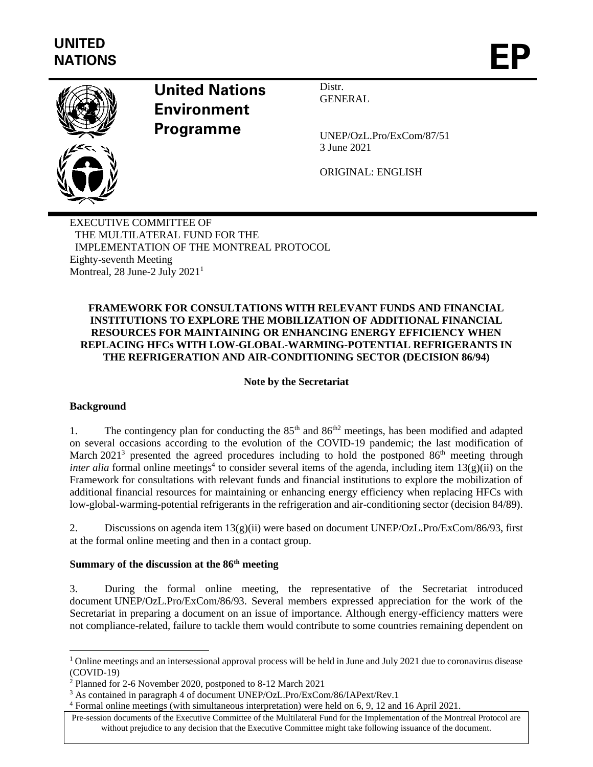**UNITED NATIONS**

**EP**

**United Nations Environment Programme**

Distr.
GENERAL

UNEP/OzL.Pro/ExCom/87/51
3 June 2021

ORIGINAL: ENGLISH

EXECUTIVE COMMITTEE OF
THE MULTILATERAL FUND FOR THE
IMPLEMENTATION OF THE MONTREAL PROTOCOL
Eighty-seventh Meeting
Montreal, 28 June-2 July 2021[1]

**FRAMEWORK FOR CONSULTATIONS WITH RELEVANT FUNDS AND FINANCIAL INSTITUTIONS TO EXPLORE THE MOBILIZATION OF ADDITIONAL FINANCIAL RESOURCES FOR MAINTAINING OR ENHANCING ENERGY EFFICIENCY WHEN REPLACING HFCs WITH LOW-GLOBAL-WARMING-POTENTIAL REFRIGERANTS IN THE REFRIGERATION AND AIR-CONDITIONING SECTOR (DECISION 86/94)**

**Note by the Secretariat**

**Background**

1. The contingency plan for conducting the 85th and 86th[2] meetings, has been modified and adapted on several occasions according to the evolution of the COVID-19 pandemic; the last modification of March 2021[3] presented the agreed procedures including to hold the postponed 86th meeting through *inter alia* formal online meetings[4] to consider several items of the agenda, including item 13(g)(ii) on the Framework for consultations with relevant funds and financial institutions to explore the mobilization of additional financial resources for maintaining or enhancing energy efficiency when replacing HFCs with low-global-warming-potential refrigerants in the refrigeration and air-conditioning sector (decision 84/89).

2. Discussions on agenda item 13(g)(ii) were based on document UNEP/OzL.Pro/ExCom/86/93, first at the formal online meeting and then in a contact group.

**Summary of the discussion at the 86th meeting**

3. During the formal online meeting, the representative of the Secretariat introduced document UNEP/OzL.Pro/ExCom/86/93. Several members expressed appreciation for the work of the Secretariat in preparing a document on an issue of importance. Although energy-efficiency matters were not compliance-related, failure to tackle them would contribute to some countries remaining dependent on

---

[1] Online meetings and an intersessional approval process will be held in June and July 2021 due to coronavirus disease (COVID-19)

[2] Planned for 2-6 November 2020, postponed to 8-12 March 2021

[3] As contained in paragraph 4 of document UNEP/OzL.Pro/ExCom/86/IAPext/Rev.1

[4] Formal online meetings (with simultaneous interpretation) were held on 6, 9, 12 and 16 April 2021.

Pre-session documents of the Executive Committee of the Multilateral Fund for the Implementation of the Montreal Protocol are without prejudice to any decision that the Executive Committee might take following issuance of the document.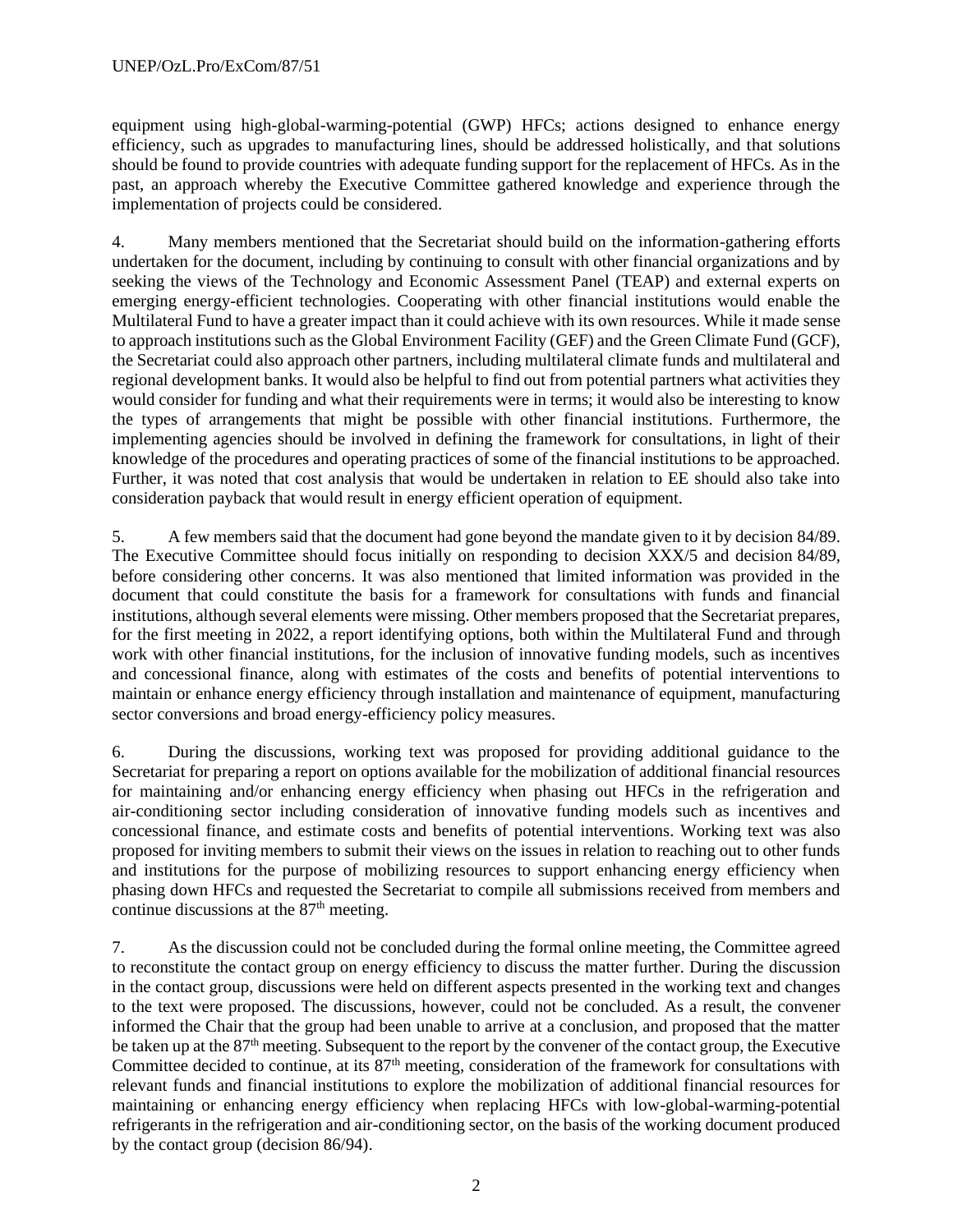equipment using high-global-warming-potential (GWP) HFCs; actions designed to enhance energy efficiency, such as upgrades to manufacturing lines, should be addressed holistically, and that solutions should be found to provide countries with adequate funding support for the replacement of HFCs. As in the past, an approach whereby the Executive Committee gathered knowledge and experience through the implementation of projects could be considered.

4. Many members mentioned that the Secretariat should build on the information-gathering efforts undertaken for the document, including by continuing to consult with other financial organizations and by seeking the views of the Technology and Economic Assessment Panel (TEAP) and external experts on emerging energy-efficient technologies. Cooperating with other financial institutions would enable the Multilateral Fund to have a greater impact than it could achieve with its own resources. While it made sense to approach institutions such as the Global Environment Facility (GEF) and the Green Climate Fund (GCF), the Secretariat could also approach other partners, including multilateral climate funds and multilateral and regional development banks. It would also be helpful to find out from potential partners what activities they would consider for funding and what their requirements were in terms; it would also be interesting to know the types of arrangements that might be possible with other financial institutions. Furthermore, the implementing agencies should be involved in defining the framework for consultations, in light of their knowledge of the procedures and operating practices of some of the financial institutions to be approached. Further, it was noted that cost analysis that would be undertaken in relation to EE should also take into consideration payback that would result in energy efficient operation of equipment.

5. A few members said that the document had gone beyond the mandate given to it by decision 84/89. The Executive Committee should focus initially on responding to decision XXX/5 and decision 84/89, before considering other concerns. It was also mentioned that limited information was provided in the document that could constitute the basis for a framework for consultations with funds and financial institutions, although several elements were missing. Other members proposed that the Secretariat prepares, for the first meeting in 2022, a report identifying options, both within the Multilateral Fund and through work with other financial institutions, for the inclusion of innovative funding models, such as incentives and concessional finance, along with estimates of the costs and benefits of potential interventions to maintain or enhance energy efficiency through installation and maintenance of equipment, manufacturing sector conversions and broad energy-efficiency policy measures.

6. During the discussions, working text was proposed for providing additional guidance to the Secretariat for preparing a report on options available for the mobilization of additional financial resources for maintaining and/or enhancing energy efficiency when phasing out HFCs in the refrigeration and air-conditioning sector including consideration of innovative funding models such as incentives and concessional finance, and estimate costs and benefits of potential interventions. Working text was also proposed for inviting members to submit their views on the issues in relation to reaching out to other funds and institutions for the purpose of mobilizing resources to support enhancing energy efficiency when phasing down HFCs and requested the Secretariat to compile all submissions received from members and continue discussions at the 87th meeting.

7. As the discussion could not be concluded during the formal online meeting, the Committee agreed to reconstitute the contact group on energy efficiency to discuss the matter further. During the discussion in the contact group, discussions were held on different aspects presented in the working text and changes to the text were proposed. The discussions, however, could not be concluded. As a result, the convener informed the Chair that the group had been unable to arrive at a conclusion, and proposed that the matter be taken up at the 87th meeting. Subsequent to the report by the convener of the contact group, the Executive Committee decided to continue, at its 87th meeting, consideration of the framework for consultations with relevant funds and financial institutions to explore the mobilization of additional financial resources for maintaining or enhancing energy efficiency when replacing HFCs with low-global-warming-potential refrigerants in the refrigeration and air-conditioning sector, on the basis of the working document produced by the contact group (decision 86/94).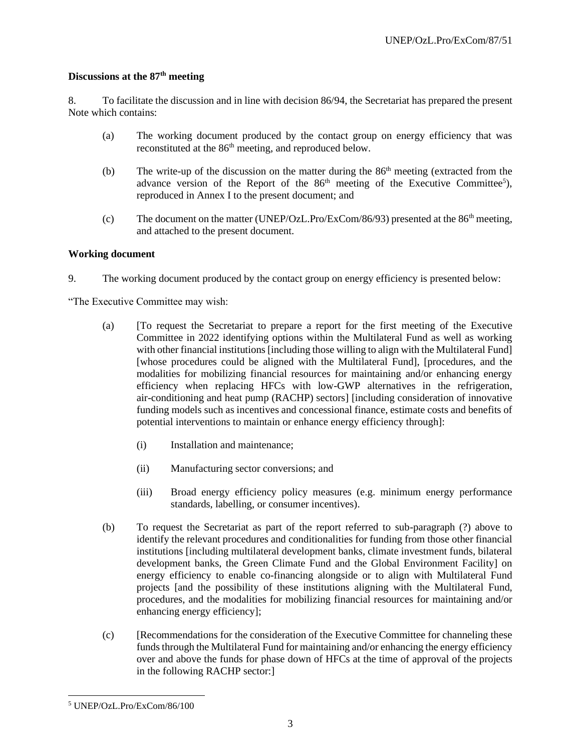**Discussions at the 87th meeting**

8. To facilitate the discussion and in line with decision 86/94, the Secretariat has prepared the present Note which contains:

(a) The working document produced by the contact group on energy efficiency that was reconstituted at the 86th meeting, and reproduced below.

(b) The write-up of the discussion on the matter during the 86th meeting (extracted from the advance version of the Report of the 86th meeting of the Executive Committee[5]), reproduced in Annex I to the present document; and

(c) The document on the matter (UNEP/OzL.Pro/ExCom/86/93) presented at the 86th meeting, and attached to the present document.

**Working document**

9. The working document produced by the contact group on energy efficiency is presented below:

"The Executive Committee may wish:

(a) [To request the Secretariat to prepare a report for the first meeting of the Executive Committee in 2022 identifying options within the Multilateral Fund as well as working with other financial institutions [including those willing to align with the Multilateral Fund] [whose procedures could be aligned with the Multilateral Fund], [procedures, and the modalities for mobilizing financial resources for maintaining and/or enhancing energy efficiency when replacing HFCs with low-GWP alternatives in the refrigeration, air-conditioning and heat pump (RACHP) sectors] [including consideration of innovative funding models such as incentives and concessional finance, estimate costs and benefits of potential interventions to maintain or enhance energy efficiency through]:

(i) Installation and maintenance;

(ii) Manufacturing sector conversions; and

(iii) Broad energy efficiency policy measures (e.g. minimum energy performance standards, labelling, or consumer incentives).

(b) To request the Secretariat as part of the report referred to sub-paragraph (?) above to identify the relevant procedures and conditionalities for funding from those other financial institutions [including multilateral development banks, climate investment funds, bilateral development banks, the Green Climate Fund and the Global Environment Facility] on energy efficiency to enable co-financing alongside or to align with Multilateral Fund projects [and the possibility of these institutions aligning with the Multilateral Fund, procedures, and the modalities for mobilizing financial resources for maintaining and/or enhancing energy efficiency];

(c) [Recommendations for the consideration of the Executive Committee for channeling these funds through the Multilateral Fund for maintaining and/or enhancing the energy efficiency over and above the funds for phase down of HFCs at the time of approval of the projects in the following RACHP sector:]

---

[5] UNEP/OzL.Pro/ExCom/86/100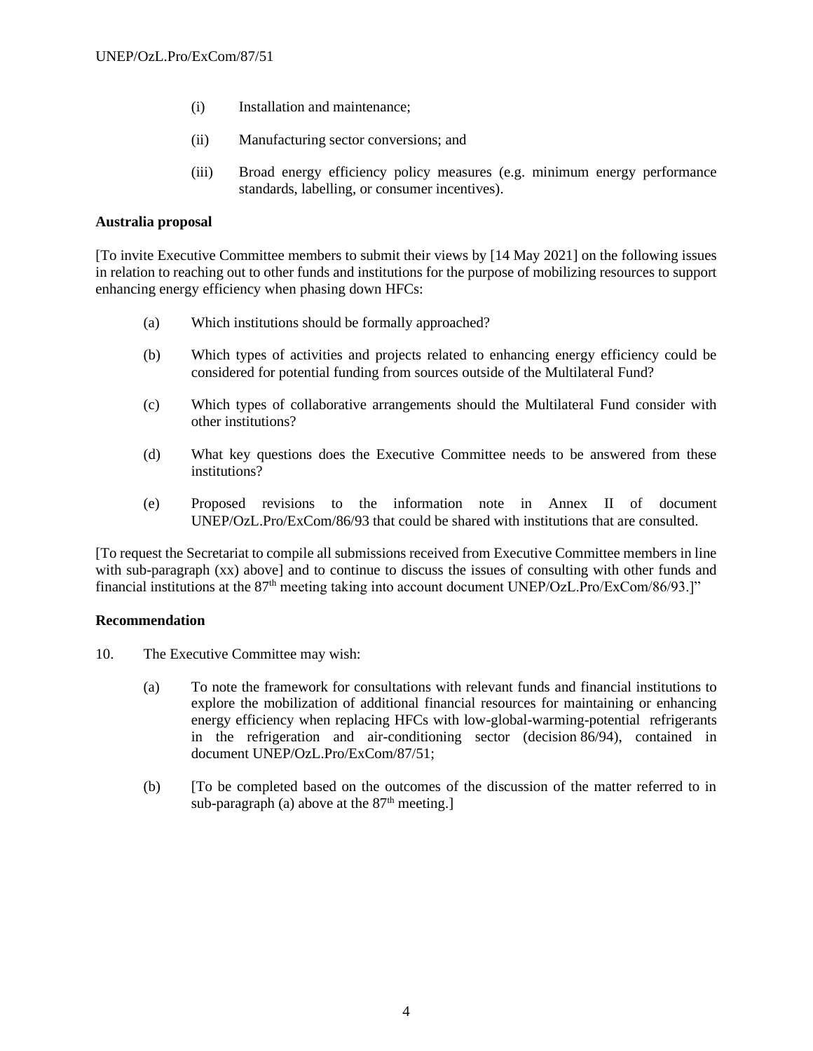(i) Installation and maintenance;

(ii) Manufacturing sector conversions; and

(iii) Broad energy efficiency policy measures (e.g. minimum energy performance standards, labelling, or consumer incentives).

**Australia proposal**

[To invite Executive Committee members to submit their views by [14 May 2021] on the following issues in relation to reaching out to other funds and institutions for the purpose of mobilizing resources to support enhancing energy efficiency when phasing down HFCs:

(a) Which institutions should be formally approached?

(b) Which types of activities and projects related to enhancing energy efficiency could be considered for potential funding from sources outside of the Multilateral Fund?

(c) Which types of collaborative arrangements should the Multilateral Fund consider with other institutions?

(d) What key questions does the Executive Committee needs to be answered from these institutions?

(e) Proposed revisions to the information note in Annex II of document UNEP/OzL.Pro/ExCom/86/93 that could be shared with institutions that are consulted.

[To request the Secretariat to compile all submissions received from Executive Committee members in line with sub-paragraph (xx) above] and to continue to discuss the issues of consulting with other funds and financial institutions at the 87th meeting taking into account document UNEP/OzL.Pro/ExCom/86/93.]"

**Recommendation**

10. The Executive Committee may wish:

(a) To note the framework for consultations with relevant funds and financial institutions to explore the mobilization of additional financial resources for maintaining or enhancing energy efficiency when replacing HFCs with low-global-warming-potential refrigerants in the refrigeration and air-conditioning sector (decision 86/94), contained in document UNEP/OzL.Pro/ExCom/87/51;

(b) [To be completed based on the outcomes of the discussion of the matter referred to in sub-paragraph (a) above at the 87th meeting.]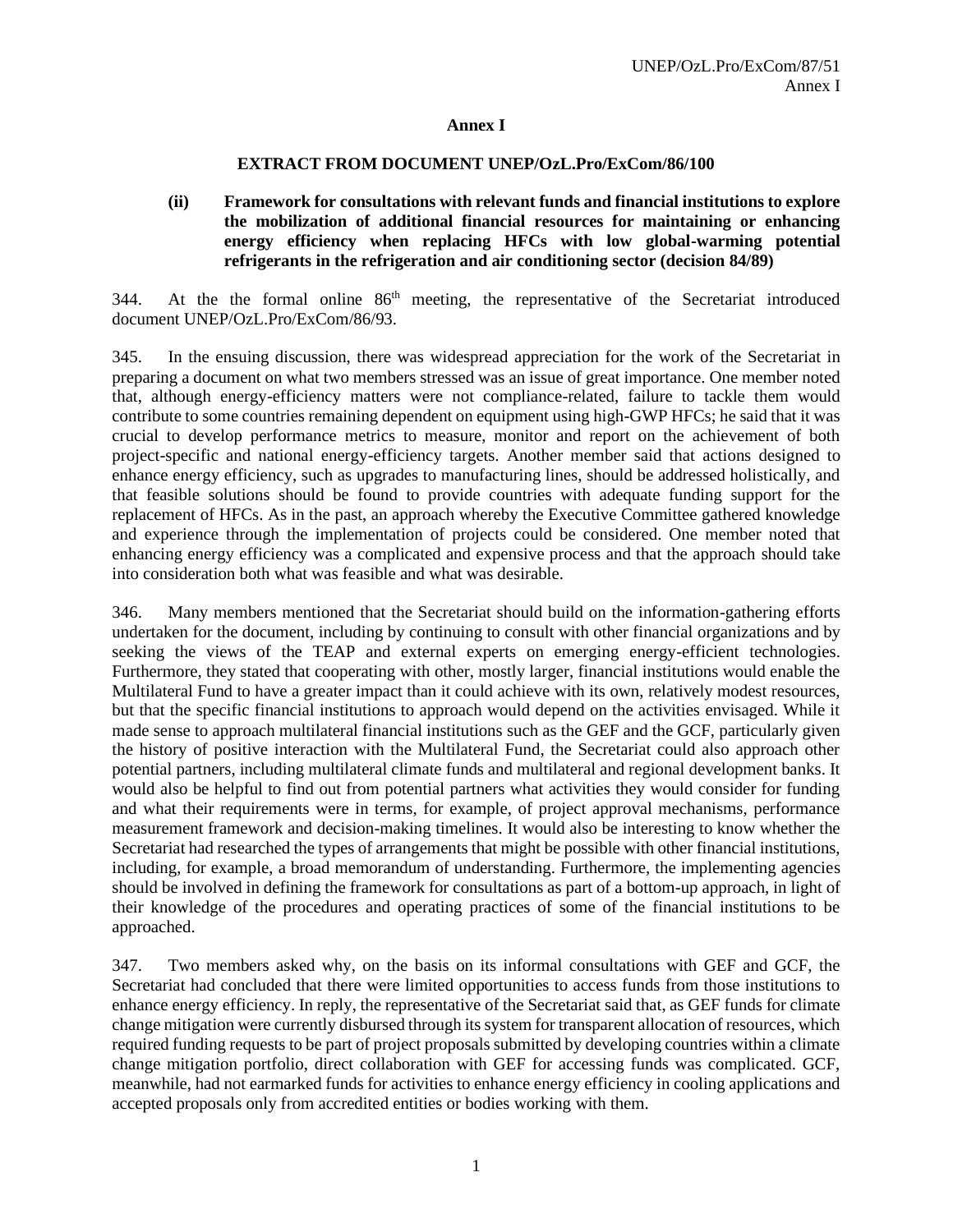# Annex I

## EXTRACT FROM DOCUMENT UNEP/OzL.Pro/ExCom/86/100

### (ii) Framework for consultations with relevant funds and financial institutions to explore the mobilization of additional financial resources for maintaining or enhancing energy efficiency when replacing HFCs with low global-warming potential refrigerants in the refrigeration and air conditioning sector (decision 84/89)

344. At the the formal online 86th meeting, the representative of the Secretariat introduced document UNEP/OzL.Pro/ExCom/86/93.

345. In the ensuing discussion, there was widespread appreciation for the work of the Secretariat in preparing a document on what two members stressed was an issue of great importance. One member noted that, although energy-efficiency matters were not compliance-related, failure to tackle them would contribute to some countries remaining dependent on equipment using high-GWP HFCs; he said that it was crucial to develop performance metrics to measure, monitor and report on the achievement of both project-specific and national energy-efficiency targets. Another member said that actions designed to enhance energy efficiency, such as upgrades to manufacturing lines, should be addressed holistically, and that feasible solutions should be found to provide countries with adequate funding support for the replacement of HFCs. As in the past, an approach whereby the Executive Committee gathered knowledge and experience through the implementation of projects could be considered. One member noted that enhancing energy efficiency was a complicated and expensive process and that the approach should take into consideration both what was feasible and what was desirable.

346. Many members mentioned that the Secretariat should build on the information-gathering efforts undertaken for the document, including by continuing to consult with other financial organizations and by seeking the views of the TEAP and external experts on emerging energy-efficient technologies. Furthermore, they stated that cooperating with other, mostly larger, financial institutions would enable the Multilateral Fund to have a greater impact than it could achieve with its own, relatively modest resources, but that the specific financial institutions to approach would depend on the activities envisaged. While it made sense to approach multilateral financial institutions such as the GEF and the GCF, particularly given the history of positive interaction with the Multilateral Fund, the Secretariat could also approach other potential partners, including multilateral climate funds and multilateral and regional development banks. It would also be helpful to find out from potential partners what activities they would consider for funding and what their requirements were in terms, for example, of project approval mechanisms, performance measurement framework and decision-making timelines. It would also be interesting to know whether the Secretariat had researched the types of arrangements that might be possible with other financial institutions, including, for example, a broad memorandum of understanding. Furthermore, the implementing agencies should be involved in defining the framework for consultations as part of a bottom-up approach, in light of their knowledge of the procedures and operating practices of some of the financial institutions to be approached.

347. Two members asked why, on the basis on its informal consultations with GEF and GCF, the Secretariat had concluded that there were limited opportunities to access funds from those institutions to enhance energy efficiency. In reply, the representative of the Secretariat said that, as GEF funds for climate change mitigation were currently disbursed through its system for transparent allocation of resources, which required funding requests to be part of project proposals submitted by developing countries within a climate change mitigation portfolio, direct collaboration with GEF for accessing funds was complicated. GCF, meanwhile, had not earmarked funds for activities to enhance energy efficiency in cooling applications and accepted proposals only from accredited entities or bodies working with them.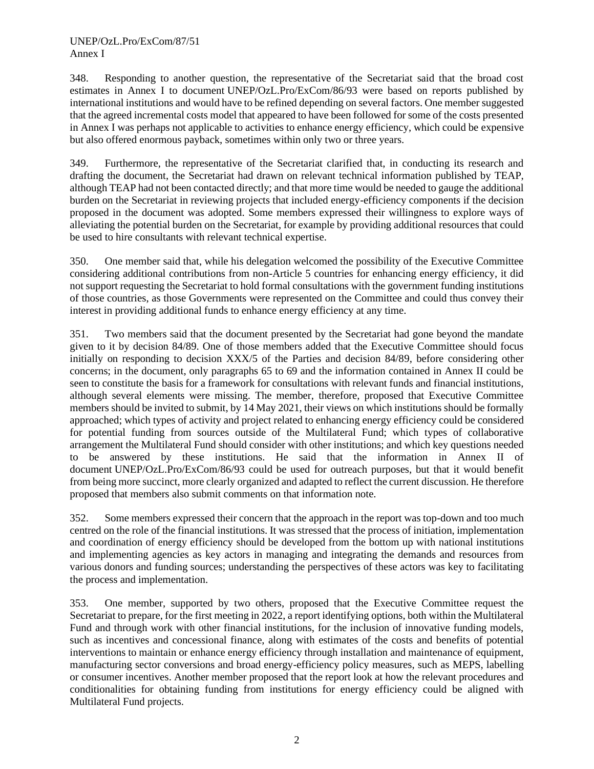348. Responding to another question, the representative of the Secretariat said that the broad cost estimates in Annex I to document UNEP/OzL.Pro/ExCom/86/93 were based on reports published by international institutions and would have to be refined depending on several factors. One member suggested that the agreed incremental costs model that appeared to have been followed for some of the costs presented in Annex I was perhaps not applicable to activities to enhance energy efficiency, which could be expensive but also offered enormous payback, sometimes within only two or three years.

349. Furthermore, the representative of the Secretariat clarified that, in conducting its research and drafting the document, the Secretariat had drawn on relevant technical information published by TEAP, although TEAP had not been contacted directly; and that more time would be needed to gauge the additional burden on the Secretariat in reviewing projects that included energy-efficiency components if the decision proposed in the document was adopted. Some members expressed their willingness to explore ways of alleviating the potential burden on the Secretariat, for example by providing additional resources that could be used to hire consultants with relevant technical expertise.

350. One member said that, while his delegation welcomed the possibility of the Executive Committee considering additional contributions from non-Article 5 countries for enhancing energy efficiency, it did not support requesting the Secretariat to hold formal consultations with the government funding institutions of those countries, as those Governments were represented on the Committee and could thus convey their interest in providing additional funds to enhance energy efficiency at any time.

351. Two members said that the document presented by the Secretariat had gone beyond the mandate given to it by decision 84/89. One of those members added that the Executive Committee should focus initially on responding to decision XXX/5 of the Parties and decision 84/89, before considering other concerns; in the document, only paragraphs 65 to 69 and the information contained in Annex II could be seen to constitute the basis for a framework for consultations with relevant funds and financial institutions, although several elements were missing. The member, therefore, proposed that Executive Committee members should be invited to submit, by 14 May 2021, their views on which institutions should be formally approached; which types of activity and project related to enhancing energy efficiency could be considered for potential funding from sources outside of the Multilateral Fund; which types of collaborative arrangement the Multilateral Fund should consider with other institutions; and which key questions needed to be answered by these institutions. He said that the information in Annex II of document UNEP/OzL.Pro/ExCom/86/93 could be used for outreach purposes, but that it would benefit from being more succinct, more clearly organized and adapted to reflect the current discussion. He therefore proposed that members also submit comments on that information note.

352. Some members expressed their concern that the approach in the report was top-down and too much centred on the role of the financial institutions. It was stressed that the process of initiation, implementation and coordination of energy efficiency should be developed from the bottom up with national institutions and implementing agencies as key actors in managing and integrating the demands and resources from various donors and funding sources; understanding the perspectives of these actors was key to facilitating the process and implementation.

353. One member, supported by two others, proposed that the Executive Committee request the Secretariat to prepare, for the first meeting in 2022, a report identifying options, both within the Multilateral Fund and through work with other financial institutions, for the inclusion of innovative funding models, such as incentives and concessional finance, along with estimates of the costs and benefits of potential interventions to maintain or enhance energy efficiency through installation and maintenance of equipment, manufacturing sector conversions and broad energy-efficiency policy measures, such as MEPS, labelling or consumer incentives. Another member proposed that the report look at how the relevant procedures and conditionalities for obtaining funding from institutions for energy efficiency could be aligned with Multilateral Fund projects.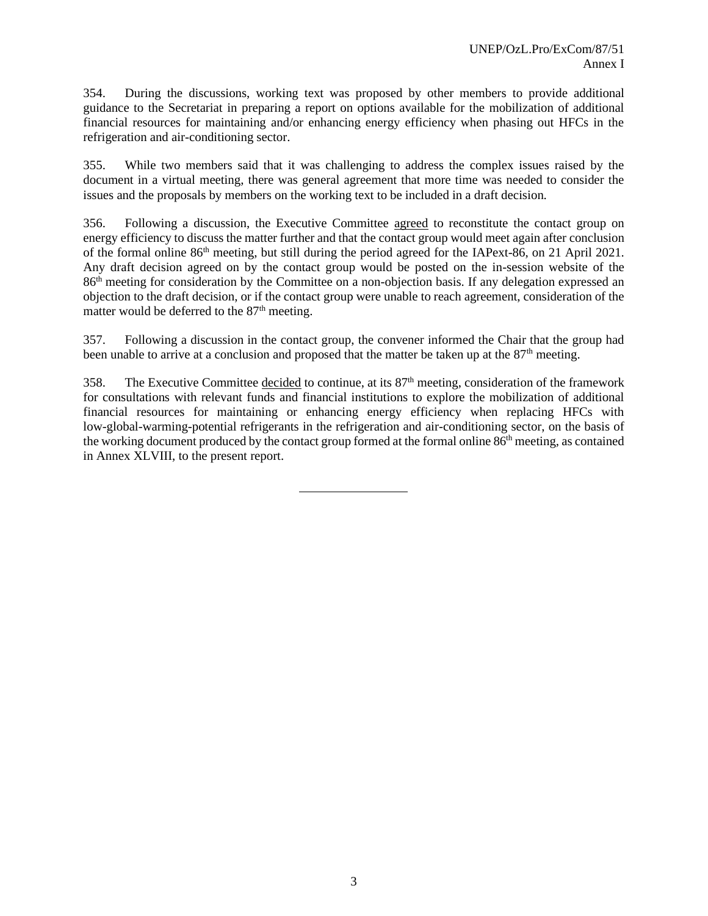354. During the discussions, working text was proposed by other members to provide additional guidance to the Secretariat in preparing a report on options available for the mobilization of additional financial resources for maintaining and/or enhancing energy efficiency when phasing out HFCs in the refrigeration and air-conditioning sector.

355. While two members said that it was challenging to address the complex issues raised by the document in a virtual meeting, there was general agreement that more time was needed to consider the issues and the proposals by members on the working text to be included in a draft decision.

356. Following a discussion, the Executive Committee agreed to reconstitute the contact group on energy efficiency to discuss the matter further and that the contact group would meet again after conclusion of the formal online 86th meeting, but still during the period agreed for the IAPext-86, on 21 April 2021. Any draft decision agreed on by the contact group would be posted on the in-session website of the 86th meeting for consideration by the Committee on a non-objection basis. If any delegation expressed an objection to the draft decision, or if the contact group were unable to reach agreement, consideration of the matter would be deferred to the 87th meeting.

357. Following a discussion in the contact group, the convener informed the Chair that the group had been unable to arrive at a conclusion and proposed that the matter be taken up at the 87th meeting.

358. The Executive Committee decided to continue, at its 87th meeting, consideration of the framework for consultations with relevant funds and financial institutions to explore the mobilization of additional financial resources for maintaining or enhancing energy efficiency when replacing HFCs with low-global-warming-potential refrigerants in the refrigeration and air-conditioning sector, on the basis of the working document produced by the contact group formed at the formal online 86th meeting, as contained in Annex XLVIII, to the present report.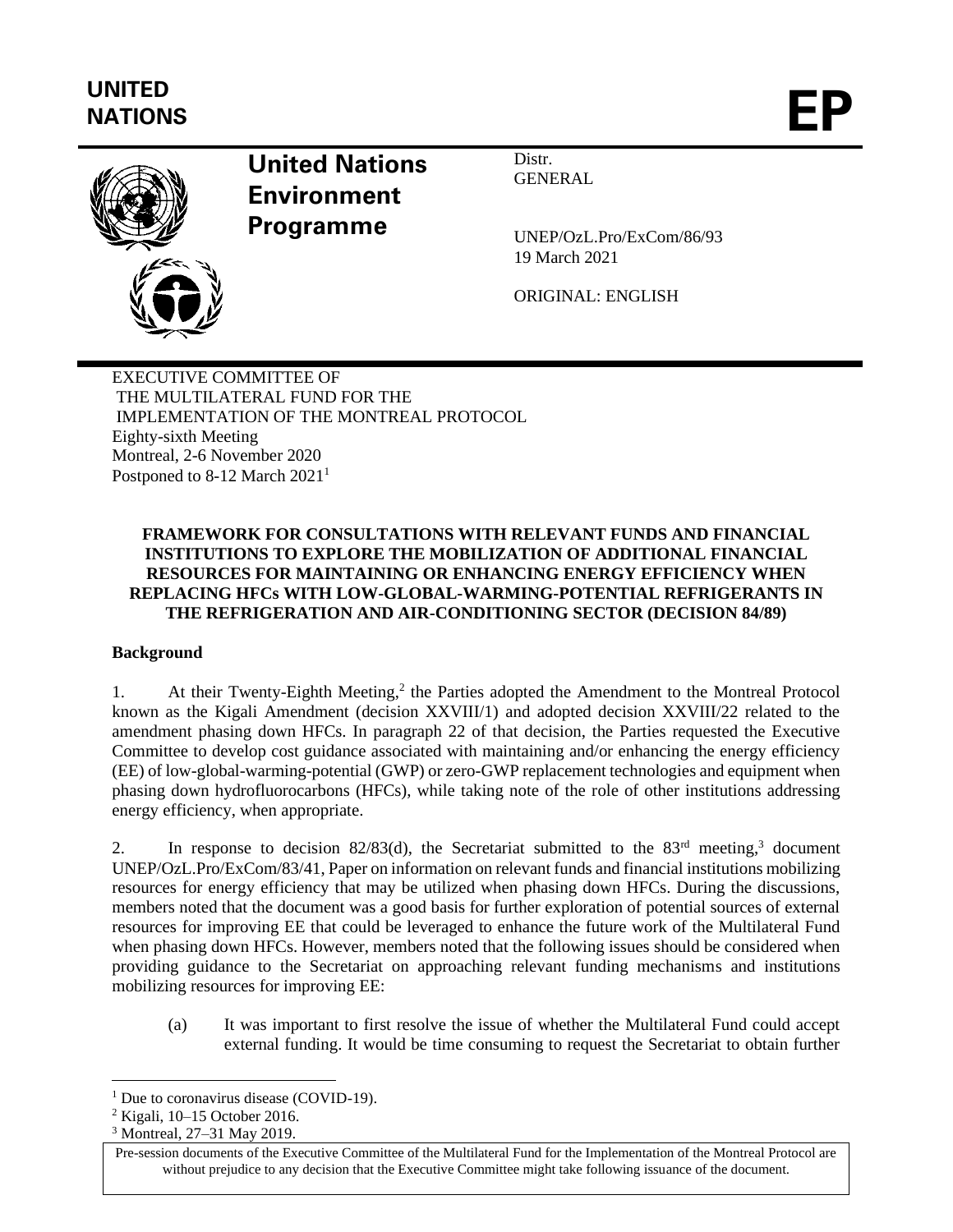UNITED NATIONS

EP

United Nations Environment Programme

Distr.
GENERAL

UNEP/OzL.Pro/ExCom/86/93
19 March 2021

ORIGINAL: ENGLISH

EXECUTIVE COMMITTEE OF
THE MULTILATERAL FUND FOR THE
IMPLEMENTATION OF THE MONTREAL PROTOCOL
Eighty-sixth Meeting
Montreal, 2-6 November 2020
Postponed to 8-12 March 2021[1]

**FRAMEWORK FOR CONSULTATIONS WITH RELEVANT FUNDS AND FINANCIAL INSTITUTIONS TO EXPLORE THE MOBILIZATION OF ADDITIONAL FINANCIAL RESOURCES FOR MAINTAINING OR ENHANCING ENERGY EFFICIENCY WHEN REPLACING HFCs WITH LOW-GLOBAL-WARMING-POTENTIAL REFRIGERANTS IN THE REFRIGERATION AND AIR-CONDITIONING SECTOR (DECISION 84/89)**

**Background**

1. At their Twenty-Eighth Meeting,[2] the Parties adopted the Amendment to the Montreal Protocol known as the Kigali Amendment (decision XXVIII/1) and adopted decision XXVIII/22 related to the amendment phasing down HFCs. In paragraph 22 of that decision, the Parties requested the Executive Committee to develop cost guidance associated with maintaining and/or enhancing the energy efficiency (EE) of low-global-warming-potential (GWP) or zero-GWP replacement technologies and equipment when phasing down hydrofluorocarbons (HFCs), while taking note of the role of other institutions addressing energy efficiency, when appropriate.

2. In response to decision 82/83(d), the Secretariat submitted to the 83[rd] meeting,[3] document UNEP/OzL.Pro/ExCom/83/41, Paper on information on relevant funds and financial institutions mobilizing resources for energy efficiency that may be utilized when phasing down HFCs. During the discussions, members noted that the document was a good basis for further exploration of potential sources of external resources for improving EE that could be leveraged to enhance the future work of the Multilateral Fund when phasing down HFCs. However, members noted that the following issues should be considered when providing guidance to the Secretariat on approaching relevant funding mechanisms and institutions mobilizing resources for improving EE:

(a) It was important to first resolve the issue of whether the Multilateral Fund could accept external funding. It would be time consuming to request the Secretariat to obtain further

[1] Due to coronavirus disease (COVID-19).
[2] Kigali, 10–15 October 2016.
[3] Montreal, 27–31 May 2019.

Pre-session documents of the Executive Committee of the Multilateral Fund for the Implementation of the Montreal Protocol are without prejudice to any decision that the Executive Committee might take following issuance of the document.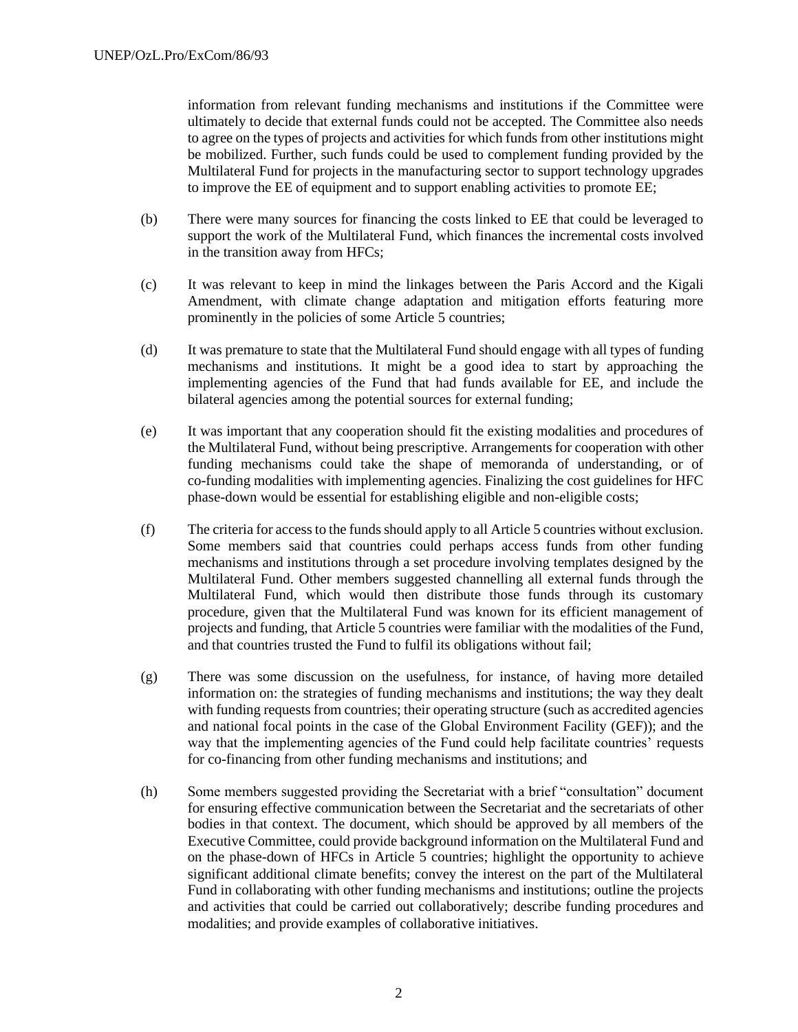information from relevant funding mechanisms and institutions if the Committee were ultimately to decide that external funds could not be accepted. The Committee also needs to agree on the types of projects and activities for which funds from other institutions might be mobilized. Further, such funds could be used to complement funding provided by the Multilateral Fund for projects in the manufacturing sector to support technology upgrades to improve the EE of equipment and to support enabling activities to promote EE;

(b) There were many sources for financing the costs linked to EE that could be leveraged to support the work of the Multilateral Fund, which finances the incremental costs involved in the transition away from HFCs;

(c) It was relevant to keep in mind the linkages between the Paris Accord and the Kigali Amendment, with climate change adaptation and mitigation efforts featuring more prominently in the policies of some Article 5 countries;

(d) It was premature to state that the Multilateral Fund should engage with all types of funding mechanisms and institutions. It might be a good idea to start by approaching the implementing agencies of the Fund that had funds available for EE, and include the bilateral agencies among the potential sources for external funding;

(e) It was important that any cooperation should fit the existing modalities and procedures of the Multilateral Fund, without being prescriptive. Arrangements for cooperation with other funding mechanisms could take the shape of memoranda of understanding, or of co-funding modalities with implementing agencies. Finalizing the cost guidelines for HFC phase-down would be essential for establishing eligible and non-eligible costs;

(f) The criteria for access to the funds should apply to all Article 5 countries without exclusion. Some members said that countries could perhaps access funds from other funding mechanisms and institutions through a set procedure involving templates designed by the Multilateral Fund. Other members suggested channelling all external funds through the Multilateral Fund, which would then distribute those funds through its customary procedure, given that the Multilateral Fund was known for its efficient management of projects and funding, that Article 5 countries were familiar with the modalities of the Fund, and that countries trusted the Fund to fulfil its obligations without fail;

(g) There was some discussion on the usefulness, for instance, of having more detailed information on: the strategies of funding mechanisms and institutions; the way they dealt with funding requests from countries; their operating structure (such as accredited agencies and national focal points in the case of the Global Environment Facility (GEF)); and the way that the implementing agencies of the Fund could help facilitate countries' requests for co-financing from other funding mechanisms and institutions; and

(h) Some members suggested providing the Secretariat with a brief "consultation" document for ensuring effective communication between the Secretariat and the secretariats of other bodies in that context. The document, which should be approved by all members of the Executive Committee, could provide background information on the Multilateral Fund and on the phase-down of HFCs in Article 5 countries; highlight the opportunity to achieve significant additional climate benefits; convey the interest on the part of the Multilateral Fund in collaborating with other funding mechanisms and institutions; outline the projects and activities that could be carried out collaboratively; describe funding procedures and modalities; and provide examples of collaborative initiatives.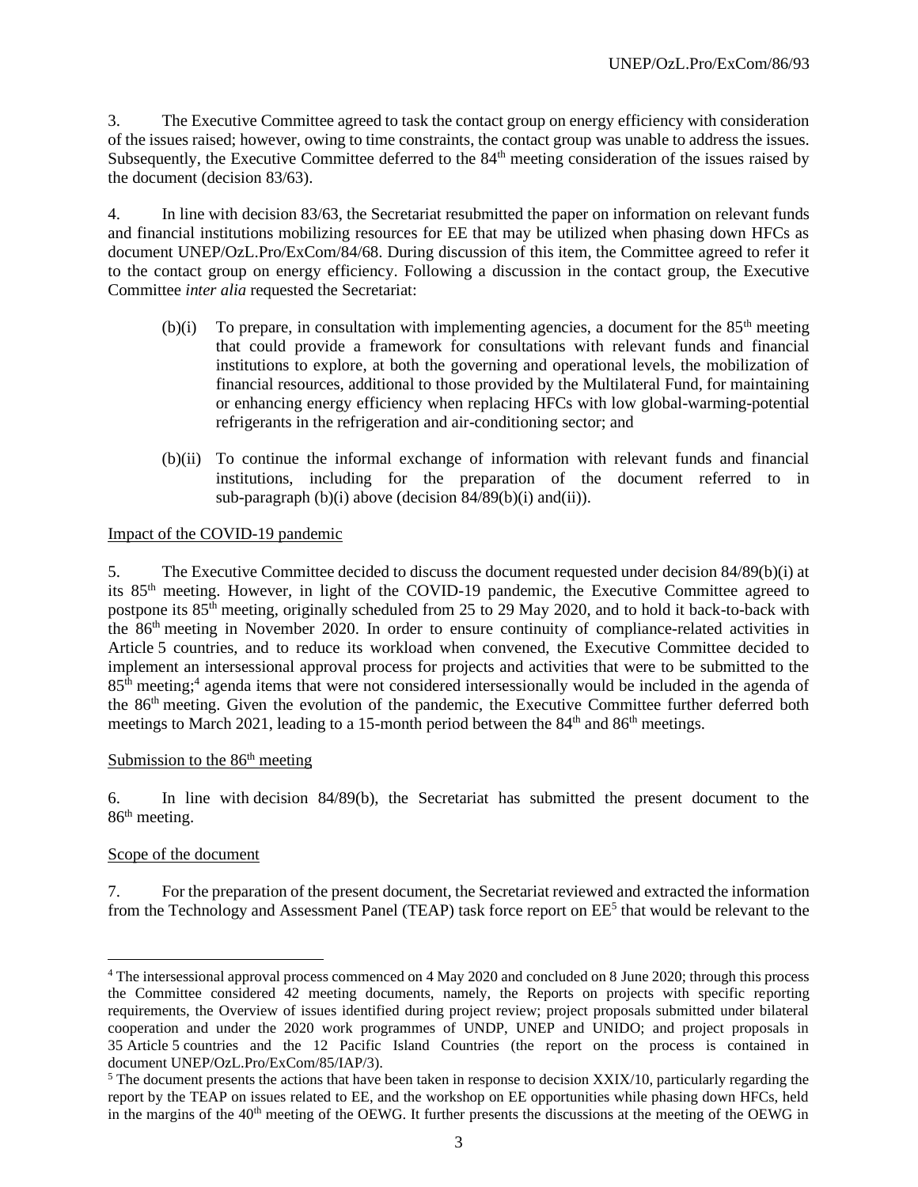3. The Executive Committee agreed to task the contact group on energy efficiency with consideration of the issues raised; however, owing to time constraints, the contact group was unable to address the issues. Subsequently, the Executive Committee deferred to the 84th meeting consideration of the issues raised by the document (decision 83/63).

4. In line with decision 83/63, the Secretariat resubmitted the paper on information on relevant funds and financial institutions mobilizing resources for EE that may be utilized when phasing down HFCs as document UNEP/OzL.Pro/ExCom/84/68. During discussion of this item, the Committee agreed to refer it to the contact group on energy efficiency. Following a discussion in the contact group, the Executive Committee *inter alia* requested the Secretariat:

(b)(i) To prepare, in consultation with implementing agencies, a document for the 85th meeting that could provide a framework for consultations with relevant funds and financial institutions to explore, at both the governing and operational levels, the mobilization of financial resources, additional to those provided by the Multilateral Fund, for maintaining or enhancing energy efficiency when replacing HFCs with low global-warming-potential refrigerants in the refrigeration and air-conditioning sector; and

(b)(ii) To continue the informal exchange of information with relevant funds and financial institutions, including for the preparation of the document referred to in sub-paragraph (b)(i) above (decision 84/89(b)(i) and(ii)).

Impact of the COVID-19 pandemic

5. The Executive Committee decided to discuss the document requested under decision 84/89(b)(i) at its 85th meeting. However, in light of the COVID-19 pandemic, the Executive Committee agreed to postpone its 85th meeting, originally scheduled from 25 to 29 May 2020, and to hold it back-to-back with the 86th meeting in November 2020. In order to ensure continuity of compliance-related activities in Article 5 countries, and to reduce its workload when convened, the Executive Committee decided to implement an intersessional approval process for projects and activities that were to be submitted to the 85th meeting;[4] agenda items that were not considered intersessionally would be included in the agenda of the 86th meeting. Given the evolution of the pandemic, the Executive Committee further deferred both meetings to March 2021, leading to a 15-month period between the 84th and 86th meetings.

Submission to the 86th meeting

6. In line with decision 84/89(b), the Secretariat has submitted the present document to the 86th meeting.

Scope of the document

7. For the preparation of the present document, the Secretariat reviewed and extracted the information from the Technology and Assessment Panel (TEAP) task force report on EE[5] that would be relevant to the

[4] The intersessional approval process commenced on 4 May 2020 and concluded on 8 June 2020; through this process the Committee considered 42 meeting documents, namely, the Reports on projects with specific reporting requirements, the Overview of issues identified during project review; project proposals submitted under bilateral cooperation and under the 2020 work programmes of UNDP, UNEP and UNIDO; and project proposals in 35 Article 5 countries and the 12 Pacific Island Countries (the report on the process is contained in document UNEP/OzL.Pro/ExCom/85/IAP/3).

[5] The document presents the actions that have been taken in response to decision XXIX/10, particularly regarding the report by the TEAP on issues related to EE, and the workshop on EE opportunities while phasing down HFCs, held in the margins of the 40th meeting of the OEWG. It further presents the discussions at the meeting of the OEWG in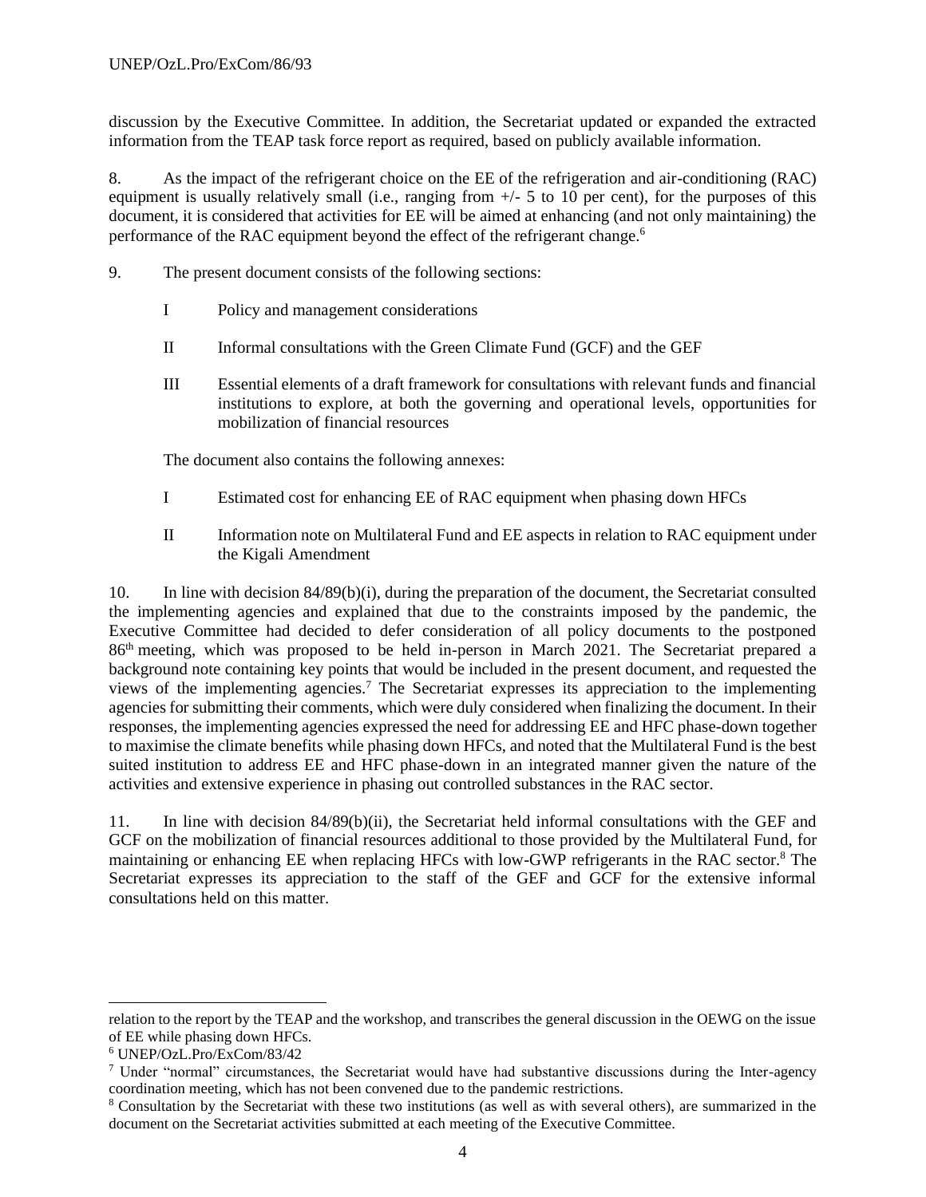discussion by the Executive Committee. In addition, the Secretariat updated or expanded the extracted information from the TEAP task force report as required, based on publicly available information.

8. As the impact of the refrigerant choice on the EE of the refrigeration and air-conditioning (RAC) equipment is usually relatively small (i.e., ranging from +/- 5 to 10 per cent), for the purposes of this document, it is considered that activities for EE will be aimed at enhancing (and not only maintaining) the performance of the RAC equipment beyond the effect of the refrigerant change.[6]

9. The present document consists of the following sections:

- I Policy and management considerations
- II Informal consultations with the Green Climate Fund (GCF) and the GEF
- III Essential elements of a draft framework for consultations with relevant funds and financial institutions to explore, at both the governing and operational levels, opportunities for mobilization of financial resources

The document also contains the following annexes:

- I Estimated cost for enhancing EE of RAC equipment when phasing down HFCs
- II Information note on Multilateral Fund and EE aspects in relation to RAC equipment under the Kigali Amendment

10. In line with decision 84/89(b)(i), during the preparation of the document, the Secretariat consulted the implementing agencies and explained that due to the constraints imposed by the pandemic, the Executive Committee had decided to defer consideration of all policy documents to the postponed 86th meeting, which was proposed to be held in-person in March 2021. The Secretariat prepared a background note containing key points that would be included in the present document, and requested the views of the implementing agencies.[7] The Secretariat expresses its appreciation to the implementing agencies for submitting their comments, which were duly considered when finalizing the document. In their responses, the implementing agencies expressed the need for addressing EE and HFC phase-down together to maximise the climate benefits while phasing down HFCs, and noted that the Multilateral Fund is the best suited institution to address EE and HFC phase-down in an integrated manner given the nature of the activities and extensive experience in phasing out controlled substances in the RAC sector.

11. In line with decision 84/89(b)(ii), the Secretariat held informal consultations with the GEF and GCF on the mobilization of financial resources additional to those provided by the Multilateral Fund, for maintaining or enhancing EE when replacing HFCs with low-GWP refrigerants in the RAC sector.[8] The Secretariat expresses its appreciation to the staff of the GEF and GCF for the extensive informal consultations held on this matter.

---

relation to the report by the TEAP and the workshop, and transcribes the general discussion in the OEWG on the issue of EE while phasing down HFCs.

[6] UNEP/OzL.Pro/ExCom/83/42

[7] Under "normal" circumstances, the Secretariat would have had substantive discussions during the Inter-agency coordination meeting, which has not been convened due to the pandemic restrictions.

[8] Consultation by the Secretariat with these two institutions (as well as with several others), are summarized in the document on the Secretariat activities submitted at each meeting of the Executive Committee.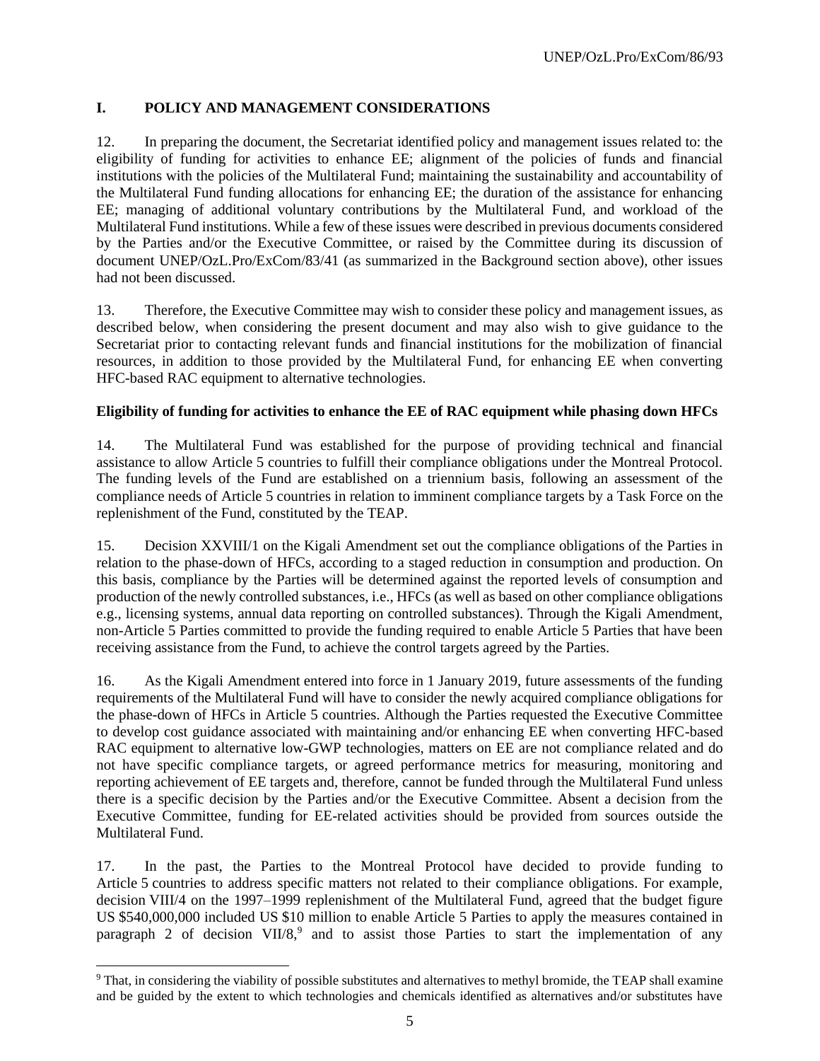## I. POLICY AND MANAGEMENT CONSIDERATIONS

12. In preparing the document, the Secretariat identified policy and management issues related to: the eligibility of funding for activities to enhance EE; alignment of the policies of funds and financial institutions with the policies of the Multilateral Fund; maintaining the sustainability and accountability of the Multilateral Fund funding allocations for enhancing EE; the duration of the assistance for enhancing EE; managing of additional voluntary contributions by the Multilateral Fund, and workload of the Multilateral Fund institutions. While a few of these issues were described in previous documents considered by the Parties and/or the Executive Committee, or raised by the Committee during its discussion of document UNEP/OzL.Pro/ExCom/83/41 (as summarized in the Background section above), other issues had not been discussed.

13. Therefore, the Executive Committee may wish to consider these policy and management issues, as described below, when considering the present document and may also wish to give guidance to the Secretariat prior to contacting relevant funds and financial institutions for the mobilization of financial resources, in addition to those provided by the Multilateral Fund, for enhancing EE when converting HFC-based RAC equipment to alternative technologies.

### Eligibility of funding for activities to enhance the EE of RAC equipment while phasing down HFCs

14. The Multilateral Fund was established for the purpose of providing technical and financial assistance to allow Article 5 countries to fulfill their compliance obligations under the Montreal Protocol. The funding levels of the Fund are established on a triennium basis, following an assessment of the compliance needs of Article 5 countries in relation to imminent compliance targets by a Task Force on the replenishment of the Fund, constituted by the TEAP.

15. Decision XXVIII/1 on the Kigali Amendment set out the compliance obligations of the Parties in relation to the phase-down of HFCs, according to a staged reduction in consumption and production. On this basis, compliance by the Parties will be determined against the reported levels of consumption and production of the newly controlled substances, i.e., HFCs (as well as based on other compliance obligations e.g., licensing systems, annual data reporting on controlled substances). Through the Kigali Amendment, non-Article 5 Parties committed to provide the funding required to enable Article 5 Parties that have been receiving assistance from the Fund, to achieve the control targets agreed by the Parties.

16. As the Kigali Amendment entered into force in 1 January 2019, future assessments of the funding requirements of the Multilateral Fund will have to consider the newly acquired compliance obligations for the phase-down of HFCs in Article 5 countries. Although the Parties requested the Executive Committee to develop cost guidance associated with maintaining and/or enhancing EE when converting HFC-based RAC equipment to alternative low-GWP technologies, matters on EE are not compliance related and do not have specific compliance targets, or agreed performance metrics for measuring, monitoring and reporting achievement of EE targets and, therefore, cannot be funded through the Multilateral Fund unless there is a specific decision by the Parties and/or the Executive Committee. Absent a decision from the Executive Committee, funding for EE-related activities should be provided from sources outside the Multilateral Fund.

17. In the past, the Parties to the Montreal Protocol have decided to provide funding to Article 5 countries to address specific matters not related to their compliance obligations. For example, decision VIII/4 on the 1997–1999 replenishment of the Multilateral Fund, agreed that the budget figure US $540,000,000 included US $10 million to enable Article 5 Parties to apply the measures contained in paragraph 2 of decision VII/8,[9] and to assist those Parties to start the implementation of any

[9] That, in considering the viability of possible substitutes and alternatives to methyl bromide, the TEAP shall examine and be guided by the extent to which technologies and chemicals identified as alternatives and/or substitutes have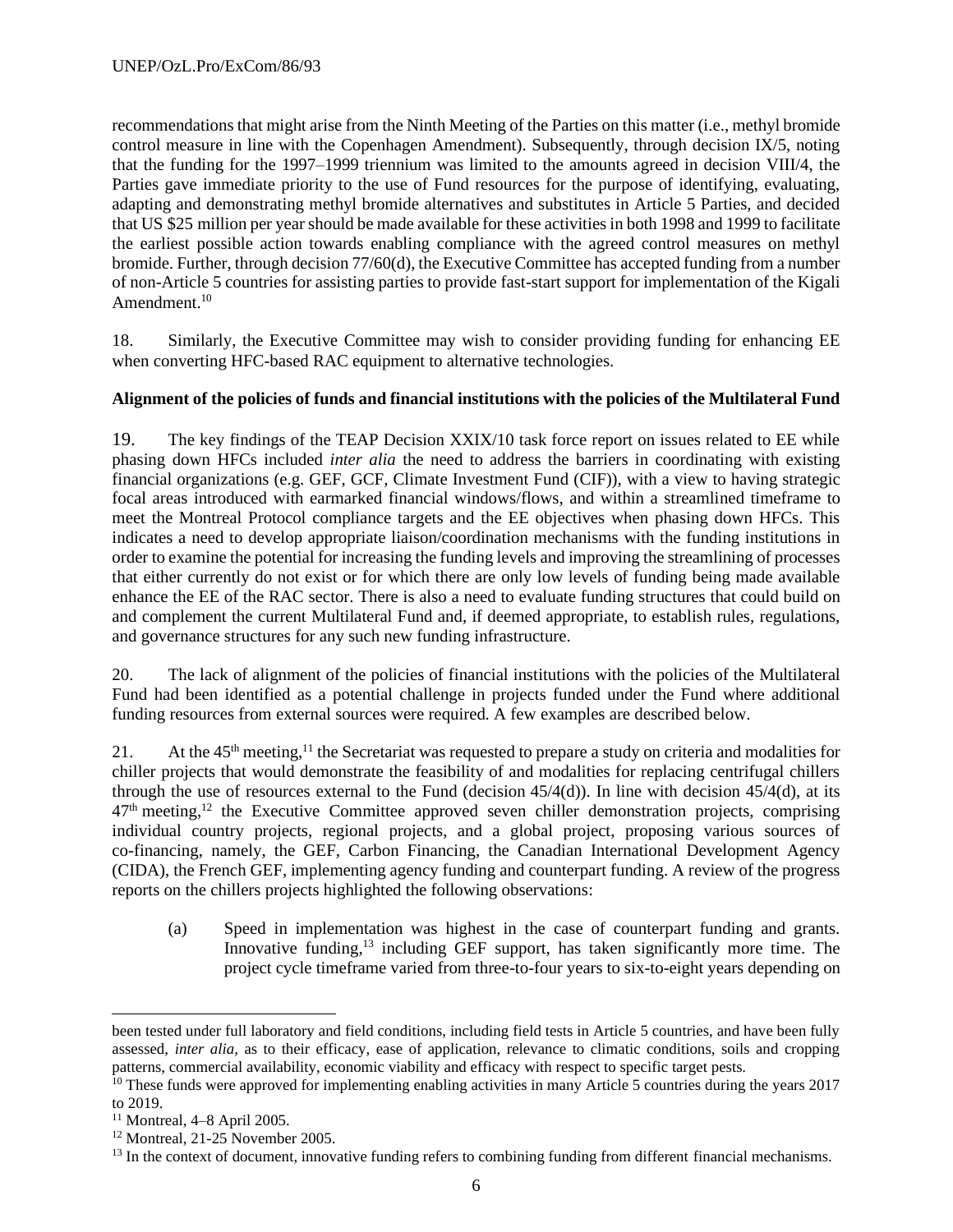recommendations that might arise from the Ninth Meeting of the Parties on this matter (i.e., methyl bromide control measure in line with the Copenhagen Amendment). Subsequently, through decision IX/5, noting that the funding for the 1997–1999 triennium was limited to the amounts agreed in decision VIII/4, the Parties gave immediate priority to the use of Fund resources for the purpose of identifying, evaluating, adapting and demonstrating methyl bromide alternatives and substitutes in Article 5 Parties, and decided that US $25 million per year should be made available for these activities in both 1998 and 1999 to facilitate the earliest possible action towards enabling compliance with the agreed control measures on methyl bromide. Further, through decision 77/60(d), the Executive Committee has accepted funding from a number of non-Article 5 countries for assisting parties to provide fast-start support for implementation of the Kigali Amendment.[10]

18. Similarly, the Executive Committee may wish to consider providing funding for enhancing EE when converting HFC-based RAC equipment to alternative technologies.

**Alignment of the policies of funds and financial institutions with the policies of the Multilateral Fund**

19. The key findings of the TEAP Decision XXIX/10 task force report on issues related to EE while phasing down HFCs included *inter alia* the need to address the barriers in coordinating with existing financial organizations (e.g. GEF, GCF, Climate Investment Fund (CIF)), with a view to having strategic focal areas introduced with earmarked financial windows/flows, and within a streamlined timeframe to meet the Montreal Protocol compliance targets and the EE objectives when phasing down HFCs. This indicates a need to develop appropriate liaison/coordination mechanisms with the funding institutions in order to examine the potential for increasing the funding levels and improving the streamlining of processes that either currently do not exist or for which there are only low levels of funding being made available enhance the EE of the RAC sector. There is also a need to evaluate funding structures that could build on and complement the current Multilateral Fund and, if deemed appropriate, to establish rules, regulations, and governance structures for any such new funding infrastructure.

20. The lack of alignment of the policies of financial institutions with the policies of the Multilateral Fund had been identified as a potential challenge in projects funded under the Fund where additional funding resources from external sources were required. A few examples are described below.

21. At the 45th meeting,[11] the Secretariat was requested to prepare a study on criteria and modalities for chiller projects that would demonstrate the feasibility of and modalities for replacing centrifugal chillers through the use of resources external to the Fund (decision 45/4(d)). In line with decision 45/4(d), at its 47th meeting,[12] the Executive Committee approved seven chiller demonstration projects, comprising individual country projects, regional projects, and a global project, proposing various sources of co-financing, namely, the GEF, Carbon Financing, the Canadian International Development Agency (CIDA), the French GEF, implementing agency funding and counterpart funding. A review of the progress reports on the chillers projects highlighted the following observations:

(a) Speed in implementation was highest in the case of counterpart funding and grants. Innovative funding,[13] including GEF support, has taken significantly more time. The project cycle timeframe varied from three-to-four years to six-to-eight years depending on

---

been tested under full laboratory and field conditions, including field tests in Article 5 countries, and have been fully assessed, *inter alia*, as to their efficacy, ease of application, relevance to climatic conditions, soils and cropping patterns, commercial availability, economic viability and efficacy with respect to specific target pests.

[10] These funds were approved for implementing enabling activities in many Article 5 countries during the years 2017 to 2019.

[11] Montreal, 4–8 April 2005.

[12] Montreal, 21-25 November 2005.

[13] In the context of document, innovative funding refers to combining funding from different financial mechanisms.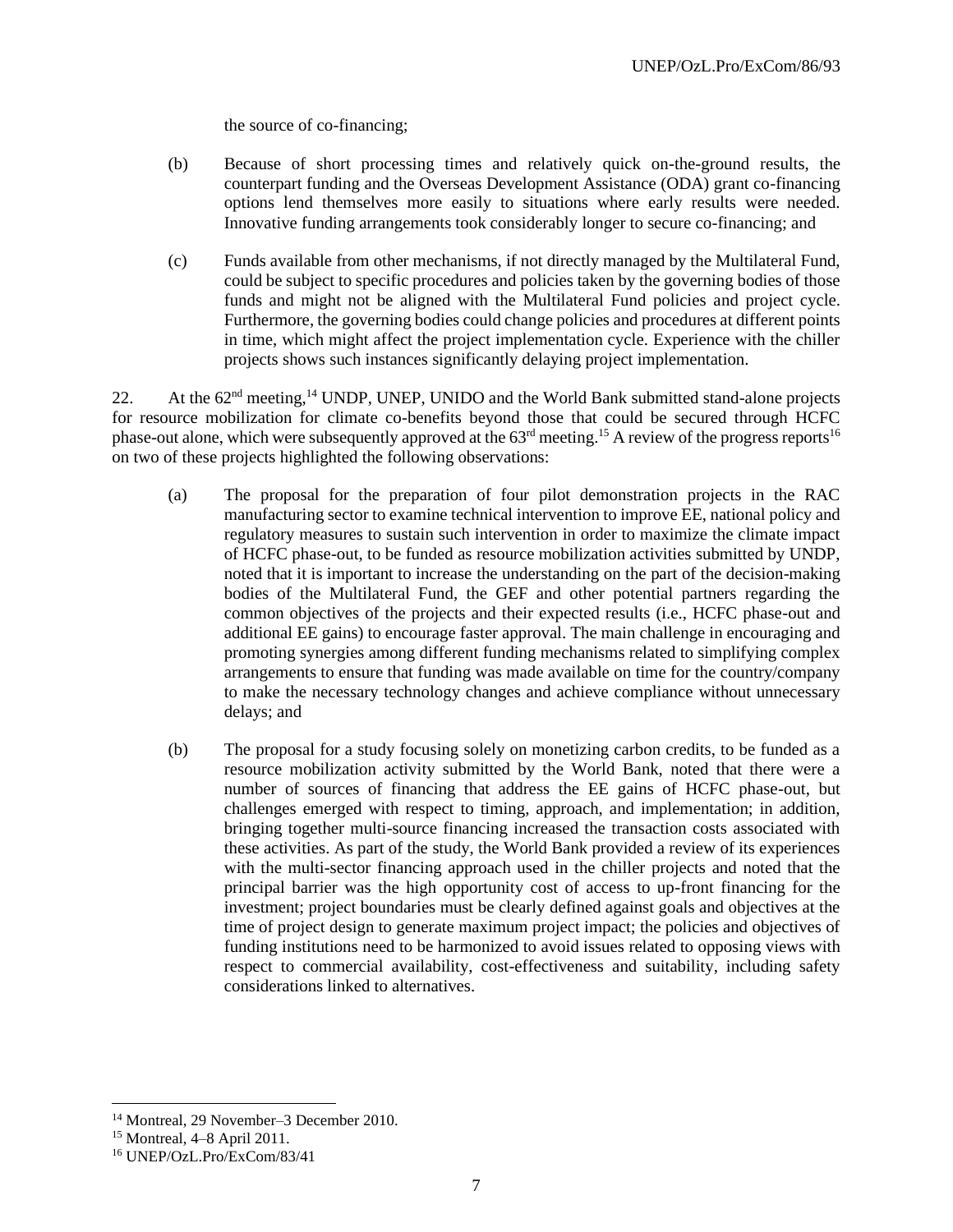the source of co-financing;

(b) Because of short processing times and relatively quick on-the-ground results, the counterpart funding and the Overseas Development Assistance (ODA) grant co-financing options lend themselves more easily to situations where early results were needed. Innovative funding arrangements took considerably longer to secure co-financing; and

(c) Funds available from other mechanisms, if not directly managed by the Multilateral Fund, could be subject to specific procedures and policies taken by the governing bodies of those funds and might not be aligned with the Multilateral Fund policies and project cycle. Furthermore, the governing bodies could change policies and procedures at different points in time, which might affect the project implementation cycle. Experience with the chiller projects shows such instances significantly delaying project implementation.

22. At the 62nd meeting,[14] UNDP, UNEP, UNIDO and the World Bank submitted stand-alone projects for resource mobilization for climate co-benefits beyond those that could be secured through HCFC phase-out alone, which were subsequently approved at the 63rd meeting.[15] A review of the progress reports[16] on two of these projects highlighted the following observations:

(a) The proposal for the preparation of four pilot demonstration projects in the RAC manufacturing sector to examine technical intervention to improve EE, national policy and regulatory measures to sustain such intervention in order to maximize the climate impact of HCFC phase-out, to be funded as resource mobilization activities submitted by UNDP, noted that it is important to increase the understanding on the part of the decision-making bodies of the Multilateral Fund, the GEF and other potential partners regarding the common objectives of the projects and their expected results (i.e., HCFC phase-out and additional EE gains) to encourage faster approval. The main challenge in encouraging and promoting synergies among different funding mechanisms related to simplifying complex arrangements to ensure that funding was made available on time for the country/company to make the necessary technology changes and achieve compliance without unnecessary delays; and

(b) The proposal for a study focusing solely on monetizing carbon credits, to be funded as a resource mobilization activity submitted by the World Bank, noted that there were a number of sources of financing that address the EE gains of HCFC phase-out, but challenges emerged with respect to timing, approach, and implementation; in addition, bringing together multi-source financing increased the transaction costs associated with these activities. As part of the study, the World Bank provided a review of its experiences with the multi-sector financing approach used in the chiller projects and noted that the principal barrier was the high opportunity cost of access to up-front financing for the investment; project boundaries must be clearly defined against goals and objectives at the time of project design to generate maximum project impact; the policies and objectives of funding institutions need to be harmonized to avoid issues related to opposing views with respect to commercial availability, cost-effectiveness and suitability, including safety considerations linked to alternatives.

---

[14] Montreal, 29 November–3 December 2010.

[15] Montreal, 4–8 April 2011.

[16] UNEP/OzL.Pro/ExCom/83/41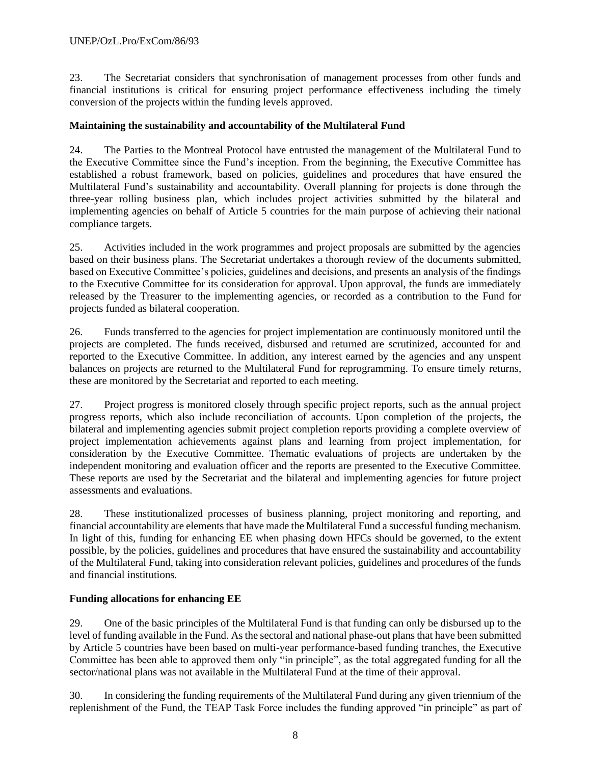23. The Secretariat considers that synchronisation of management processes from other funds and financial institutions is critical for ensuring project performance effectiveness including the timely conversion of the projects within the funding levels approved.

**Maintaining the sustainability and accountability of the Multilateral Fund**

24. The Parties to the Montreal Protocol have entrusted the management of the Multilateral Fund to the Executive Committee since the Fund's inception. From the beginning, the Executive Committee has established a robust framework, based on policies, guidelines and procedures that have ensured the Multilateral Fund's sustainability and accountability. Overall planning for projects is done through the three-year rolling business plan, which includes project activities submitted by the bilateral and implementing agencies on behalf of Article 5 countries for the main purpose of achieving their national compliance targets.

25. Activities included in the work programmes and project proposals are submitted by the agencies based on their business plans. The Secretariat undertakes a thorough review of the documents submitted, based on Executive Committee's policies, guidelines and decisions, and presents an analysis of the findings to the Executive Committee for its consideration for approval. Upon approval, the funds are immediately released by the Treasurer to the implementing agencies, or recorded as a contribution to the Fund for projects funded as bilateral cooperation.

26. Funds transferred to the agencies for project implementation are continuously monitored until the projects are completed. The funds received, disbursed and returned are scrutinized, accounted for and reported to the Executive Committee. In addition, any interest earned by the agencies and any unspent balances on projects are returned to the Multilateral Fund for reprogramming. To ensure timely returns, these are monitored by the Secretariat and reported to each meeting.

27. Project progress is monitored closely through specific project reports, such as the annual project progress reports, which also include reconciliation of accounts. Upon completion of the projects, the bilateral and implementing agencies submit project completion reports providing a complete overview of project implementation achievements against plans and learning from project implementation, for consideration by the Executive Committee. Thematic evaluations of projects are undertaken by the independent monitoring and evaluation officer and the reports are presented to the Executive Committee. These reports are used by the Secretariat and the bilateral and implementing agencies for future project assessments and evaluations.

28. These institutionalized processes of business planning, project monitoring and reporting, and financial accountability are elements that have made the Multilateral Fund a successful funding mechanism. In light of this, funding for enhancing EE when phasing down HFCs should be governed, to the extent possible, by the policies, guidelines and procedures that have ensured the sustainability and accountability of the Multilateral Fund, taking into consideration relevant policies, guidelines and procedures of the funds and financial institutions.

**Funding allocations for enhancing EE**

29. One of the basic principles of the Multilateral Fund is that funding can only be disbursed up to the level of funding available in the Fund. As the sectoral and national phase-out plans that have been submitted by Article 5 countries have been based on multi-year performance-based funding tranches, the Executive Committee has been able to approved them only "in principle", as the total aggregated funding for all the sector/national plans was not available in the Multilateral Fund at the time of their approval.

30. In considering the funding requirements of the Multilateral Fund during any given triennium of the replenishment of the Fund, the TEAP Task Force includes the funding approved "in principle" as part of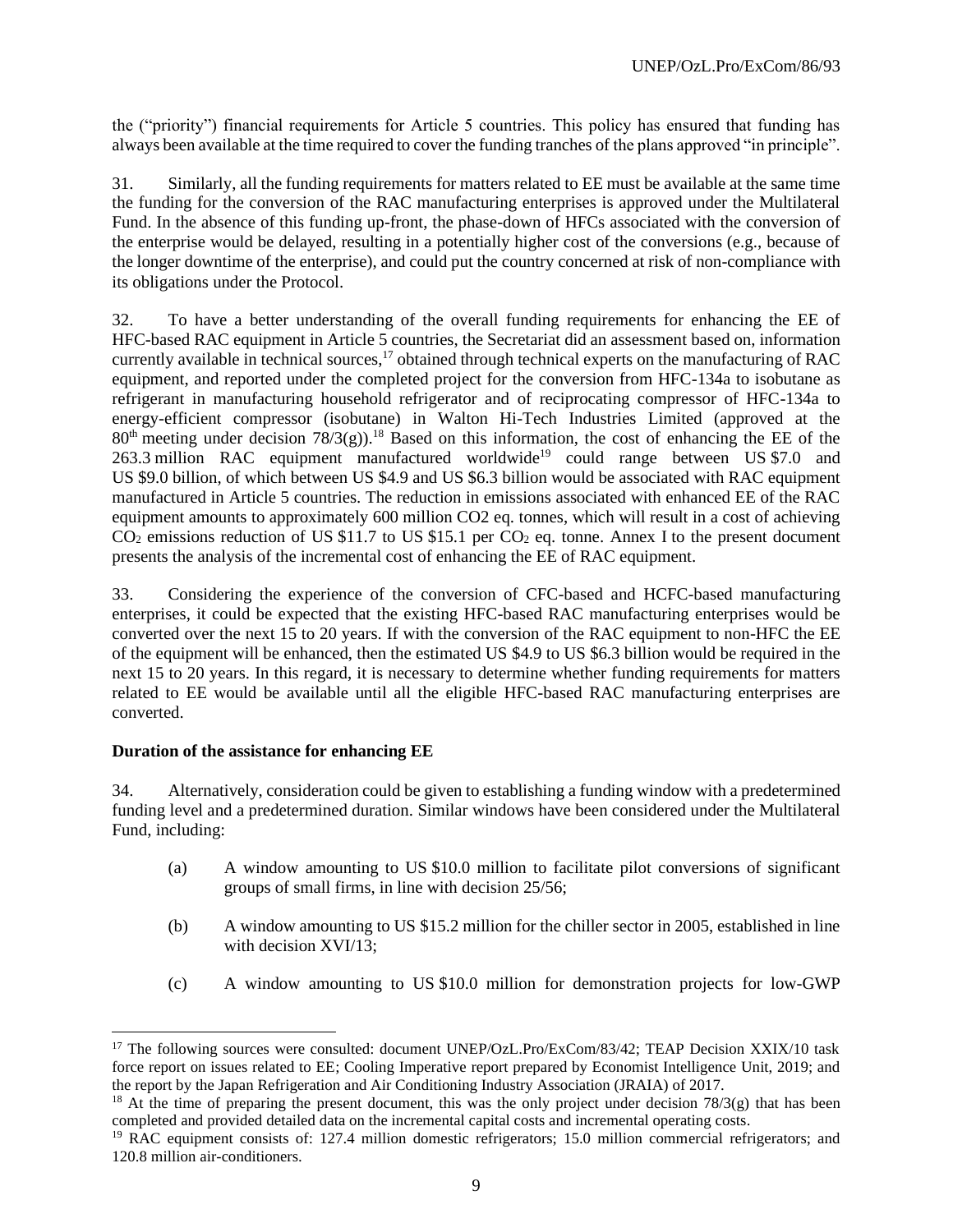the ("priority") financial requirements for Article 5 countries. This policy has ensured that funding has always been available at the time required to cover the funding tranches of the plans approved "in principle".

31. Similarly, all the funding requirements for matters related to EE must be available at the same time the funding for the conversion of the RAC manufacturing enterprises is approved under the Multilateral Fund. In the absence of this funding up-front, the phase-down of HFCs associated with the conversion of the enterprise would be delayed, resulting in a potentially higher cost of the conversions (e.g., because of the longer downtime of the enterprise), and could put the country concerned at risk of non-compliance with its obligations under the Protocol.

32. To have a better understanding of the overall funding requirements for enhancing the EE of HFC-based RAC equipment in Article 5 countries, the Secretariat did an assessment based on, information currently available in technical sources,[17] obtained through technical experts on the manufacturing of RAC equipment, and reported under the completed project for the conversion from HFC-134a to isobutane as refrigerant in manufacturing household refrigerator and of reciprocating compressor of HFC-134a to energy-efficient compressor (isobutane) in Walton Hi-Tech Industries Limited (approved at the 80[th] meeting under decision 78/3(g)).[18] Based on this information, the cost of enhancing the EE of the 263.3 million RAC equipment manufactured worldwide[19] could range between US $7.0 and US $9.0 billion, of which between US $4.9 and US $6.3 billion would be associated with RAC equipment manufactured in Article 5 countries. The reduction in emissions associated with enhanced EE of the RAC equipment amounts to approximately 600 million CO2 eq. tonnes, which will result in a cost of achieving $CO_2$ emissions reduction of US $11.7 to US $15.1 per $CO_2$ eq. tonne. Annex I to the present document presents the analysis of the incremental cost of enhancing the EE of RAC equipment.

33. Considering the experience of the conversion of CFC-based and HCFC-based manufacturing enterprises, it could be expected that the existing HFC-based RAC manufacturing enterprises would be converted over the next 15 to 20 years. If with the conversion of the RAC equipment to non-HFC the EE of the equipment will be enhanced, then the estimated US $4.9 to US $6.3 billion would be required in the next 15 to 20 years. In this regard, it is necessary to determine whether funding requirements for matters related to EE would be available until all the eligible HFC-based RAC manufacturing enterprises are converted.

**Duration of the assistance for enhancing EE**

34. Alternatively, consideration could be given to establishing a funding window with a predetermined funding level and a predetermined duration. Similar windows have been considered under the Multilateral Fund, including:

(a) A window amounting to US $10.0 million to facilitate pilot conversions of significant groups of small firms, in line with decision 25/56;

(b) A window amounting to US $15.2 million for the chiller sector in 2005, established in line with decision XVI/13;

(c) A window amounting to US $10.0 million for demonstration projects for low-GWP

---

[17] The following sources were consulted: document UNEP/OzL.Pro/ExCom/83/42; TEAP Decision XXIX/10 task force report on issues related to EE; Cooling Imperative report prepared by Economist Intelligence Unit, 2019; and the report by the Japan Refrigeration and Air Conditioning Industry Association (JRAIA) of 2017.

[18] At the time of preparing the present document, this was the only project under decision 78/3(g) that has been completed and provided detailed data on the incremental capital costs and incremental operating costs.

[19] RAC equipment consists of: 127.4 million domestic refrigerators; 15.0 million commercial refrigerators; and 120.8 million air-conditioners.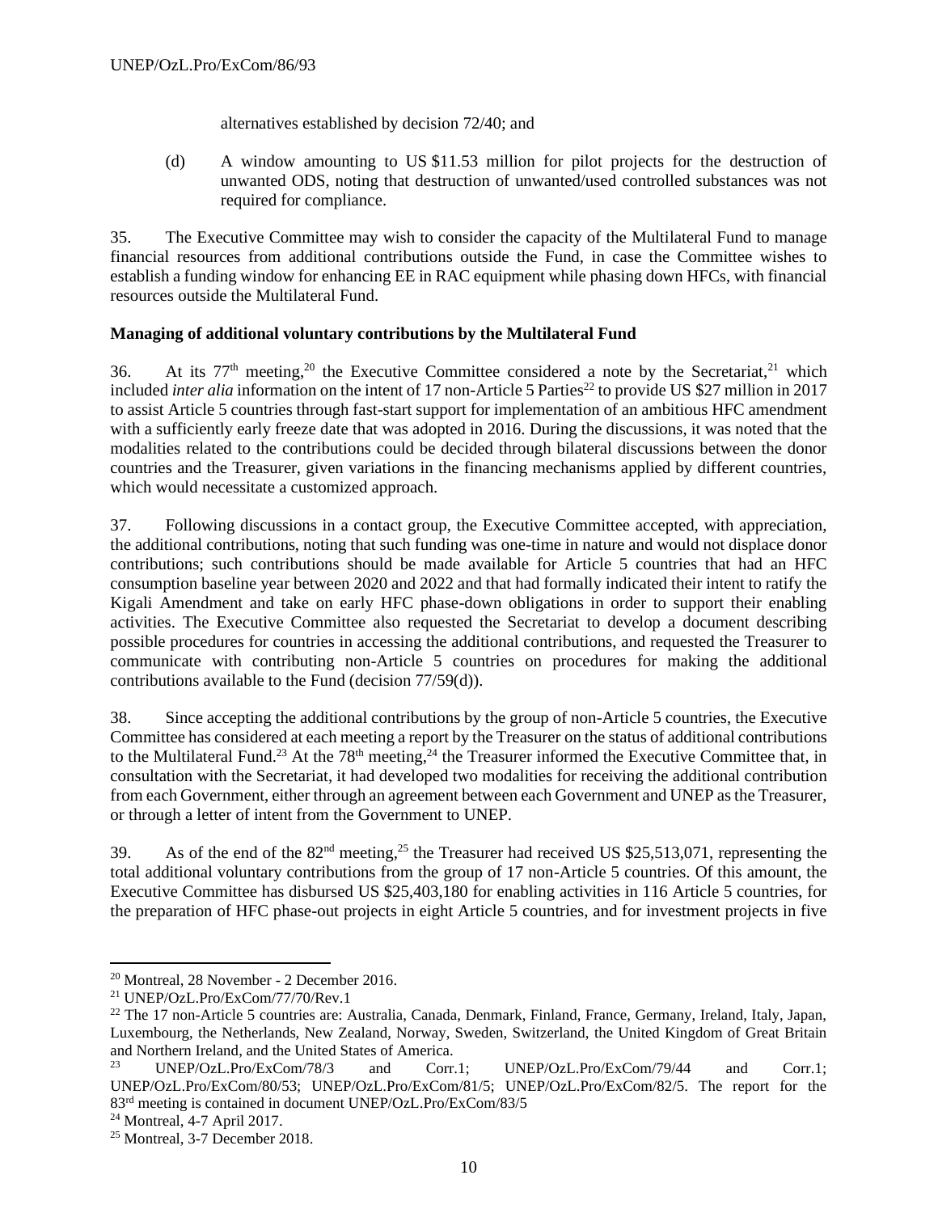alternatives established by decision 72/40; and

(d) A window amounting to US $11.53 million for pilot projects for the destruction of unwanted ODS, noting that destruction of unwanted/used controlled substances was not required for compliance.

35. The Executive Committee may wish to consider the capacity of the Multilateral Fund to manage financial resources from additional contributions outside the Fund, in case the Committee wishes to establish a funding window for enhancing EE in RAC equipment while phasing down HFCs, with financial resources outside the Multilateral Fund.

**Managing of additional voluntary contributions by the Multilateral Fund**

36. At its 77th meeting,[20] the Executive Committee considered a note by the Secretariat,[21] which included *inter alia* information on the intent of 17 non-Article 5 Parties[22] to provide US $27 million in 2017 to assist Article 5 countries through fast-start support for implementation of an ambitious HFC amendment with a sufficiently early freeze date that was adopted in 2016. During the discussions, it was noted that the modalities related to the contributions could be decided through bilateral discussions between the donor countries and the Treasurer, given variations in the financing mechanisms applied by different countries, which would necessitate a customized approach.

37. Following discussions in a contact group, the Executive Committee accepted, with appreciation, the additional contributions, noting that such funding was one-time in nature and would not displace donor contributions; such contributions should be made available for Article 5 countries that had an HFC consumption baseline year between 2020 and 2022 and that had formally indicated their intent to ratify the Kigali Amendment and take on early HFC phase-down obligations in order to support their enabling activities. The Executive Committee also requested the Secretariat to develop a document describing possible procedures for countries in accessing the additional contributions, and requested the Treasurer to communicate with contributing non-Article 5 countries on procedures for making the additional contributions available to the Fund (decision 77/59(d)).

38. Since accepting the additional contributions by the group of non-Article 5 countries, the Executive Committee has considered at each meeting a report by the Treasurer on the status of additional contributions to the Multilateral Fund.[23] At the 78th meeting,[24] the Treasurer informed the Executive Committee that, in consultation with the Secretariat, it had developed two modalities for receiving the additional contribution from each Government, either through an agreement between each Government and UNEP as the Treasurer, or through a letter of intent from the Government to UNEP.

39. As of the end of the 82nd meeting,[25] the Treasurer had received US $25,513,071, representing the total additional voluntary contributions from the group of 17 non-Article 5 countries. Of this amount, the Executive Committee has disbursed US $25,403,180 for enabling activities in 116 Article 5 countries, for the preparation of HFC phase-out projects in eight Article 5 countries, and for investment projects in five

---

[20] Montreal, 28 November - 2 December 2016.

[21] UNEP/OzL.Pro/ExCom/77/70/Rev.1

[22] The 17 non-Article 5 countries are: Australia, Canada, Denmark, Finland, France, Germany, Ireland, Italy, Japan, Luxembourg, the Netherlands, New Zealand, Norway, Sweden, Switzerland, the United Kingdom of Great Britain and Northern Ireland, and the United States of America.

[23] UNEP/OzL.Pro/ExCom/78/3 and Corr.1; UNEP/OzL.Pro/ExCom/79/44 and Corr.1; UNEP/OzL.Pro/ExCom/80/53; UNEP/OzL.Pro/ExCom/81/5; UNEP/OzL.Pro/ExCom/82/5. The report for the 83rd meeting is contained in document UNEP/OzL.Pro/ExCom/83/5

[24] Montreal, 4-7 April 2017.

[25] Montreal, 3-7 December 2018.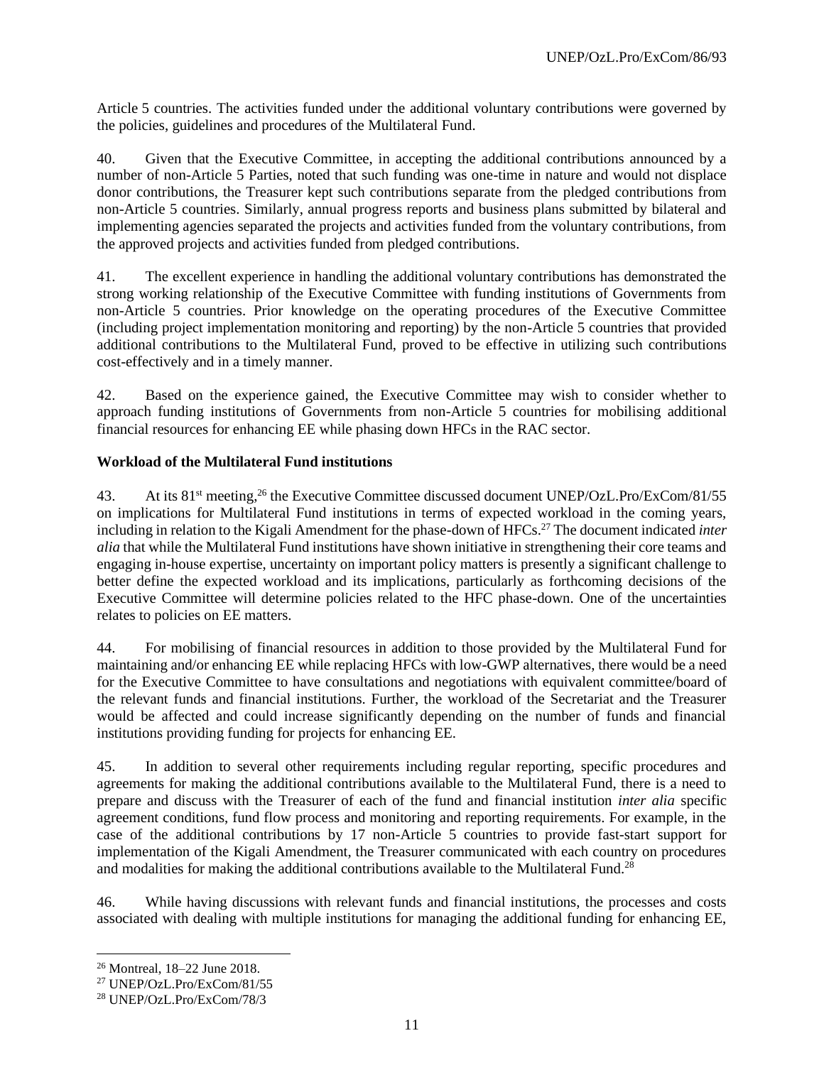Article 5 countries. The activities funded under the additional voluntary contributions were governed by the policies, guidelines and procedures of the Multilateral Fund.

40. Given that the Executive Committee, in accepting the additional contributions announced by a number of non-Article 5 Parties, noted that such funding was one-time in nature and would not displace donor contributions, the Treasurer kept such contributions separate from the pledged contributions from non-Article 5 countries. Similarly, annual progress reports and business plans submitted by bilateral and implementing agencies separated the projects and activities funded from the voluntary contributions, from the approved projects and activities funded from pledged contributions.

41. The excellent experience in handling the additional voluntary contributions has demonstrated the strong working relationship of the Executive Committee with funding institutions of Governments from non-Article 5 countries. Prior knowledge on the operating procedures of the Executive Committee (including project implementation monitoring and reporting) by the non-Article 5 countries that provided additional contributions to the Multilateral Fund, proved to be effective in utilizing such contributions cost-effectively and in a timely manner.

42. Based on the experience gained, the Executive Committee may wish to consider whether to approach funding institutions of Governments from non-Article 5 countries for mobilising additional financial resources for enhancing EE while phasing down HFCs in the RAC sector.

**Workload of the Multilateral Fund institutions**

43. At its 81st meeting,[26] the Executive Committee discussed document UNEP/OzL.Pro/ExCom/81/55 on implications for Multilateral Fund institutions in terms of expected workload in the coming years, including in relation to the Kigali Amendment for the phase-down of HFCs.[27] The document indicated *inter alia* that while the Multilateral Fund institutions have shown initiative in strengthening their core teams and engaging in-house expertise, uncertainty on important policy matters is presently a significant challenge to better define the expected workload and its implications, particularly as forthcoming decisions of the Executive Committee will determine policies related to the HFC phase-down. One of the uncertainties relates to policies on EE matters.

44. For mobilising of financial resources in addition to those provided by the Multilateral Fund for maintaining and/or enhancing EE while replacing HFCs with low-GWP alternatives, there would be a need for the Executive Committee to have consultations and negotiations with equivalent committee/board of the relevant funds and financial institutions. Further, the workload of the Secretariat and the Treasurer would be affected and could increase significantly depending on the number of funds and financial institutions providing funding for projects for enhancing EE.

45. In addition to several other requirements including regular reporting, specific procedures and agreements for making the additional contributions available to the Multilateral Fund, there is a need to prepare and discuss with the Treasurer of each of the fund and financial institution *inter alia* specific agreement conditions, fund flow process and monitoring and reporting requirements. For example, in the case of the additional contributions by 17 non-Article 5 countries to provide fast-start support for implementation of the Kigali Amendment, the Treasurer communicated with each country on procedures and modalities for making the additional contributions available to the Multilateral Fund.[28]

46. While having discussions with relevant funds and financial institutions, the processes and costs associated with dealing with multiple institutions for managing the additional funding for enhancing EE,

---

[26] Montreal, 18–22 June 2018.

[27] UNEP/OzL.Pro/ExCom/81/55

[28] UNEP/OzL.Pro/ExCom/78/3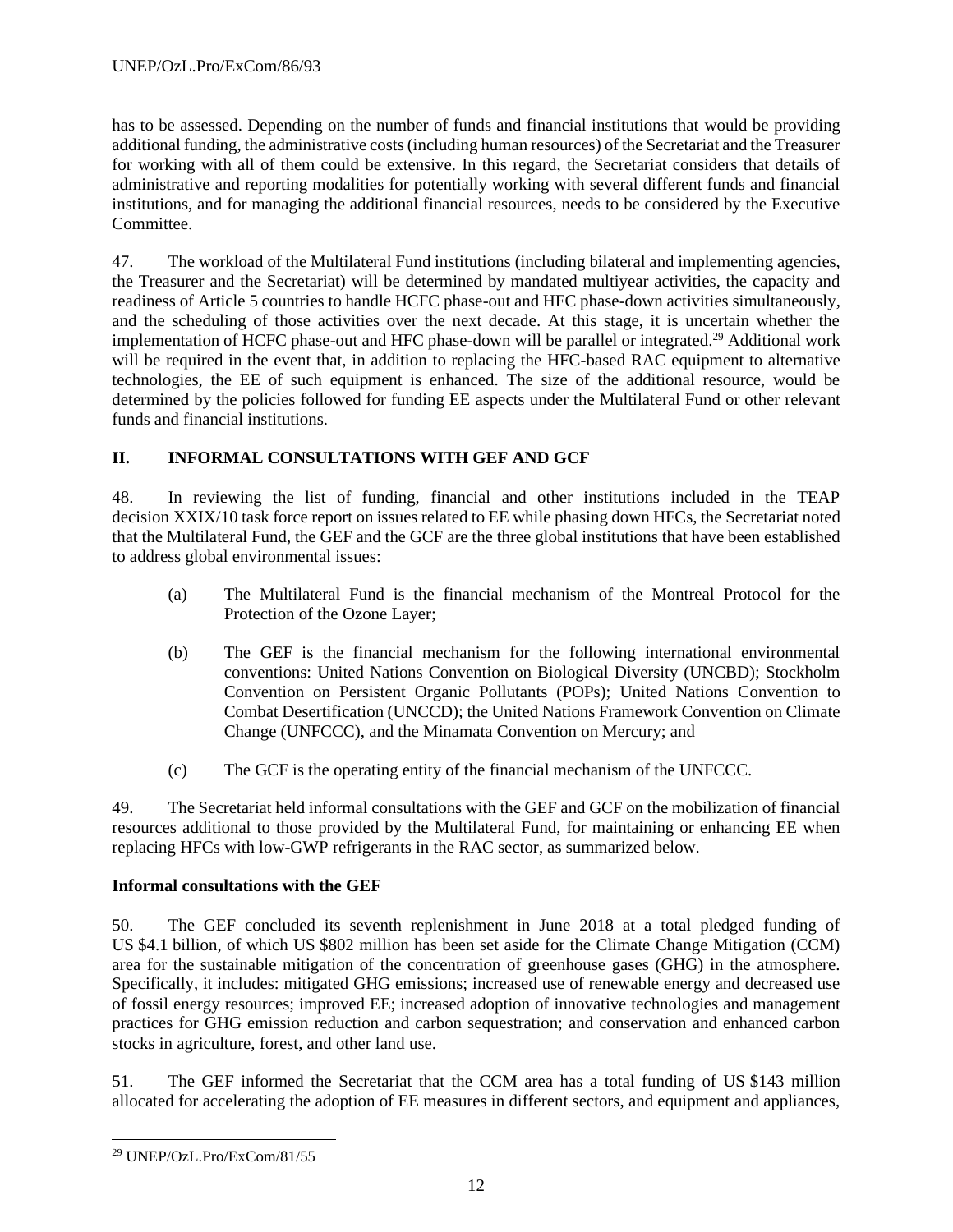has to be assessed. Depending on the number of funds and financial institutions that would be providing additional funding, the administrative costs (including human resources) of the Secretariat and the Treasurer for working with all of them could be extensive. In this regard, the Secretariat considers that details of administrative and reporting modalities for potentially working with several different funds and financial institutions, and for managing the additional financial resources, needs to be considered by the Executive Committee.

47. The workload of the Multilateral Fund institutions (including bilateral and implementing agencies, the Treasurer and the Secretariat) will be determined by mandated multiyear activities, the capacity and readiness of Article 5 countries to handle HCFC phase-out and HFC phase-down activities simultaneously, and the scheduling of those activities over the next decade. At this stage, it is uncertain whether the implementation of HCFC phase-out and HFC phase-down will be parallel or integrated.[29] Additional work will be required in the event that, in addition to replacing the HFC-based RAC equipment to alternative technologies, the EE of such equipment is enhanced. The size of the additional resource, would be determined by the policies followed for funding EE aspects under the Multilateral Fund or other relevant funds and financial institutions.

## II. INFORMAL CONSULTATIONS WITH GEF AND GCF

48. In reviewing the list of funding, financial and other institutions included in the TEAP decision XXIX/10 task force report on issues related to EE while phasing down HFCs, the Secretariat noted that the Multilateral Fund, the GEF and the GCF are the three global institutions that have been established to address global environmental issues:

(a) The Multilateral Fund is the financial mechanism of the Montreal Protocol for the Protection of the Ozone Layer;

(b) The GEF is the financial mechanism for the following international environmental conventions: United Nations Convention on Biological Diversity (UNCBD); Stockholm Convention on Persistent Organic Pollutants (POPs); United Nations Convention to Combat Desertification (UNCCD); the United Nations Framework Convention on Climate Change (UNFCCC), and the Minamata Convention on Mercury; and

(c) The GCF is the operating entity of the financial mechanism of the UNFCCC.

49. The Secretariat held informal consultations with the GEF and GCF on the mobilization of financial resources additional to those provided by the Multilateral Fund, for maintaining or enhancing EE when replacing HFCs with low-GWP refrigerants in the RAC sector, as summarized below.

### Informal consultations with the GEF

50. The GEF concluded its seventh replenishment in June 2018 at a total pledged funding of US $4.1 billion, of which US $802 million has been set aside for the Climate Change Mitigation (CCM) area for the sustainable mitigation of the concentration of greenhouse gases (GHG) in the atmosphere. Specifically, it includes: mitigated GHG emissions; increased use of renewable energy and decreased use of fossil energy resources; improved EE; increased adoption of innovative technologies and management practices for GHG emission reduction and carbon sequestration; and conservation and enhanced carbon stocks in agriculture, forest, and other land use.

51. The GEF informed the Secretariat that the CCM area has a total funding of US $143 million allocated for accelerating the adoption of EE measures in different sectors, and equipment and appliances,

[29] UNEP/OzL.Pro/ExCom/81/55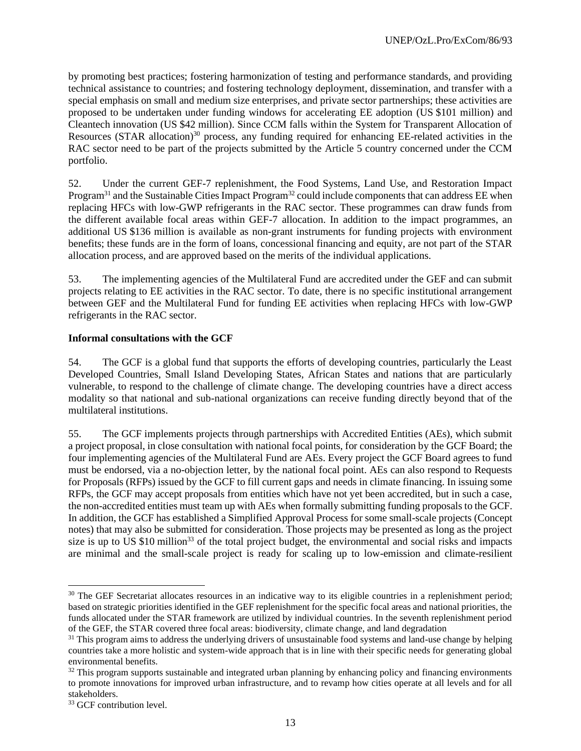by promoting best practices; fostering harmonization of testing and performance standards, and providing technical assistance to countries; and fostering technology deployment, dissemination, and transfer with a special emphasis on small and medium size enterprises, and private sector partnerships; these activities are proposed to be undertaken under funding windows for accelerating EE adoption (US $101 million) and Cleantech innovation (US $42 million). Since CCM falls within the System for Transparent Allocation of Resources (STAR allocation)[30] process, any funding required for enhancing EE-related activities in the RAC sector need to be part of the projects submitted by the Article 5 country concerned under the CCM portfolio.

52. Under the current GEF-7 replenishment, the Food Systems, Land Use, and Restoration Impact Program[31] and the Sustainable Cities Impact Program[32] could include components that can address EE when replacing HFCs with low-GWP refrigerants in the RAC sector. These programmes can draw funds from the different available focal areas within GEF-7 allocation. In addition to the impact programmes, an additional US $136 million is available as non-grant instruments for funding projects with environment benefits; these funds are in the form of loans, concessional financing and equity, are not part of the STAR allocation process, and are approved based on the merits of the individual applications.

53. The implementing agencies of the Multilateral Fund are accredited under the GEF and can submit projects relating to EE activities in the RAC sector. To date, there is no specific institutional arrangement between GEF and the Multilateral Fund for funding EE activities when replacing HFCs with low-GWP refrigerants in the RAC sector.

**Informal consultations with the GCF**

54. The GCF is a global fund that supports the efforts of developing countries, particularly the Least Developed Countries, Small Island Developing States, African States and nations that are particularly vulnerable, to respond to the challenge of climate change. The developing countries have a direct access modality so that national and sub-national organizations can receive funding directly beyond that of the multilateral institutions.

55. The GCF implements projects through partnerships with Accredited Entities (AEs), which submit a project proposal, in close consultation with national focal points, for consideration by the GCF Board; the four implementing agencies of the Multilateral Fund are AEs. Every project the GCF Board agrees to fund must be endorsed, via a no-objection letter, by the national focal point. AEs can also respond to Requests for Proposals (RFPs) issued by the GCF to fill current gaps and needs in climate financing. In issuing some RFPs, the GCF may accept proposals from entities which have not yet been accredited, but in such a case, the non-accredited entities must team up with AEs when formally submitting funding proposals to the GCF. In addition, the GCF has established a Simplified Approval Process for some small-scale projects (Concept notes) that may also be submitted for consideration. Those projects may be presented as long as the project size is up to US $10 million[33] of the total project budget, the environmental and social risks and impacts are minimal and the small-scale project is ready for scaling up to low-emission and climate-resilient

---

[30] The GEF Secretariat allocates resources in an indicative way to its eligible countries in a replenishment period; based on strategic priorities identified in the GEF replenishment for the specific focal areas and national priorities, the funds allocated under the STAR framework are utilized by individual countries. In the seventh replenishment period of the GEF, the STAR covered three focal areas: biodiversity, climate change, and land degradation

[31] This program aims to address the underlying drivers of unsustainable food systems and land-use change by helping countries take a more holistic and system-wide approach that is in line with their specific needs for generating global environmental benefits.

[32] This program supports sustainable and integrated urban planning by enhancing policy and financing environments to promote innovations for improved urban infrastructure, and to revamp how cities operate at all levels and for all stakeholders.

[33] GCF contribution level.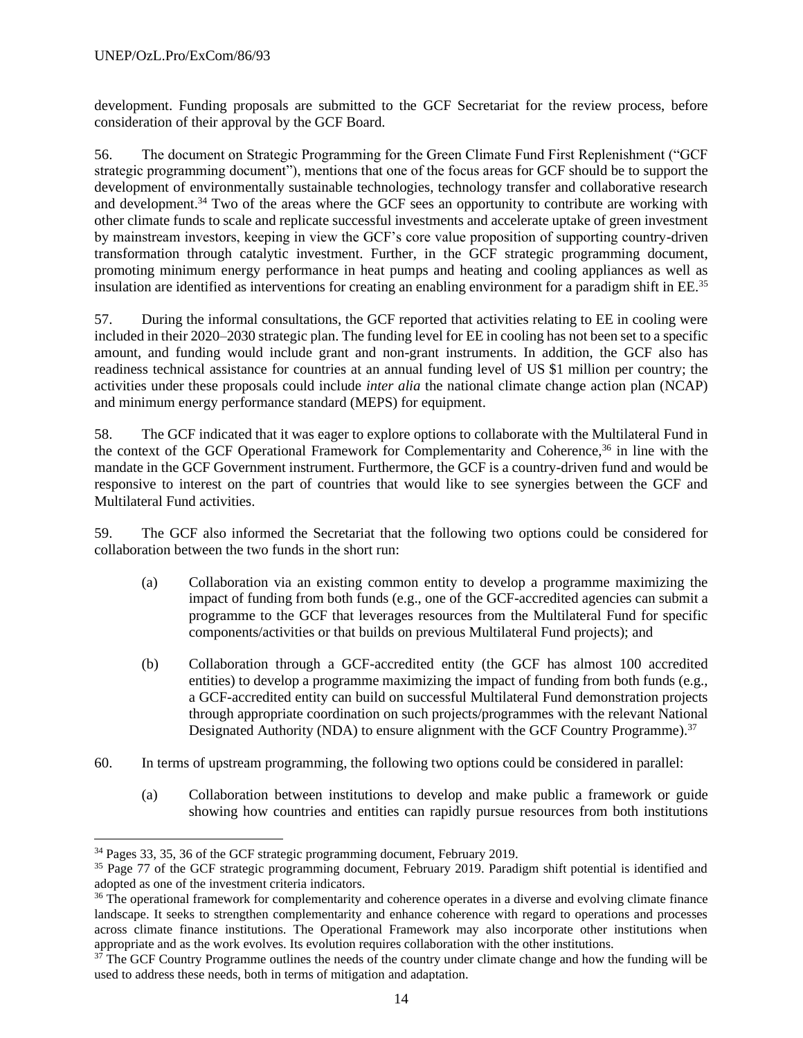development. Funding proposals are submitted to the GCF Secretariat for the review process, before consideration of their approval by the GCF Board.

56. The document on Strategic Programming for the Green Climate Fund First Replenishment ("GCF strategic programming document"), mentions that one of the focus areas for GCF should be to support the development of environmentally sustainable technologies, technology transfer and collaborative research and development.[34] Two of the areas where the GCF sees an opportunity to contribute are working with other climate funds to scale and replicate successful investments and accelerate uptake of green investment by mainstream investors, keeping in view the GCF's core value proposition of supporting country-driven transformation through catalytic investment. Further, in the GCF strategic programming document, promoting minimum energy performance in heat pumps and heating and cooling appliances as well as insulation are identified as interventions for creating an enabling environment for a paradigm shift in EE.[35]

57. During the informal consultations, the GCF reported that activities relating to EE in cooling were included in their 2020–2030 strategic plan. The funding level for EE in cooling has not been set to a specific amount, and funding would include grant and non-grant instruments. In addition, the GCF also has readiness technical assistance for countries at an annual funding level of US $1 million per country; the activities under these proposals could include *inter alia* the national climate change action plan (NCAP) and minimum energy performance standard (MEPS) for equipment.

58. The GCF indicated that it was eager to explore options to collaborate with the Multilateral Fund in the context of the GCF Operational Framework for Complementarity and Coherence,[36] in line with the mandate in the GCF Government instrument. Furthermore, the GCF is a country-driven fund and would be responsive to interest on the part of countries that would like to see synergies between the GCF and Multilateral Fund activities.

59. The GCF also informed the Secretariat that the following two options could be considered for collaboration between the two funds in the short run:

(a) Collaboration via an existing common entity to develop a programme maximizing the impact of funding from both funds (e.g., one of the GCF-accredited agencies can submit a programme to the GCF that leverages resources from the Multilateral Fund for specific components/activities or that builds on previous Multilateral Fund projects); and

(b) Collaboration through a GCF-accredited entity (the GCF has almost 100 accredited entities) to develop a programme maximizing the impact of funding from both funds (e.g., a GCF-accredited entity can build on successful Multilateral Fund demonstration projects through appropriate coordination on such projects/programmes with the relevant National Designated Authority (NDA) to ensure alignment with the GCF Country Programme).[37]

60. In terms of upstream programming, the following two options could be considered in parallel:

(a) Collaboration between institutions to develop and make public a framework or guide showing how countries and entities can rapidly pursue resources from both institutions

---

[34] Pages 33, 35, 36 of the GCF strategic programming document, February 2019.

[35] Page 77 of the GCF strategic programming document, February 2019. Paradigm shift potential is identified and adopted as one of the investment criteria indicators.

[36] The operational framework for complementarity and coherence operates in a diverse and evolving climate finance landscape. It seeks to strengthen complementarity and enhance coherence with regard to operations and processes across climate finance institutions. The Operational Framework may also incorporate other institutions when appropriate and as the work evolves. Its evolution requires collaboration with the other institutions.

[37] The GCF Country Programme outlines the needs of the country under climate change and how the funding will be used to address these needs, both in terms of mitigation and adaptation.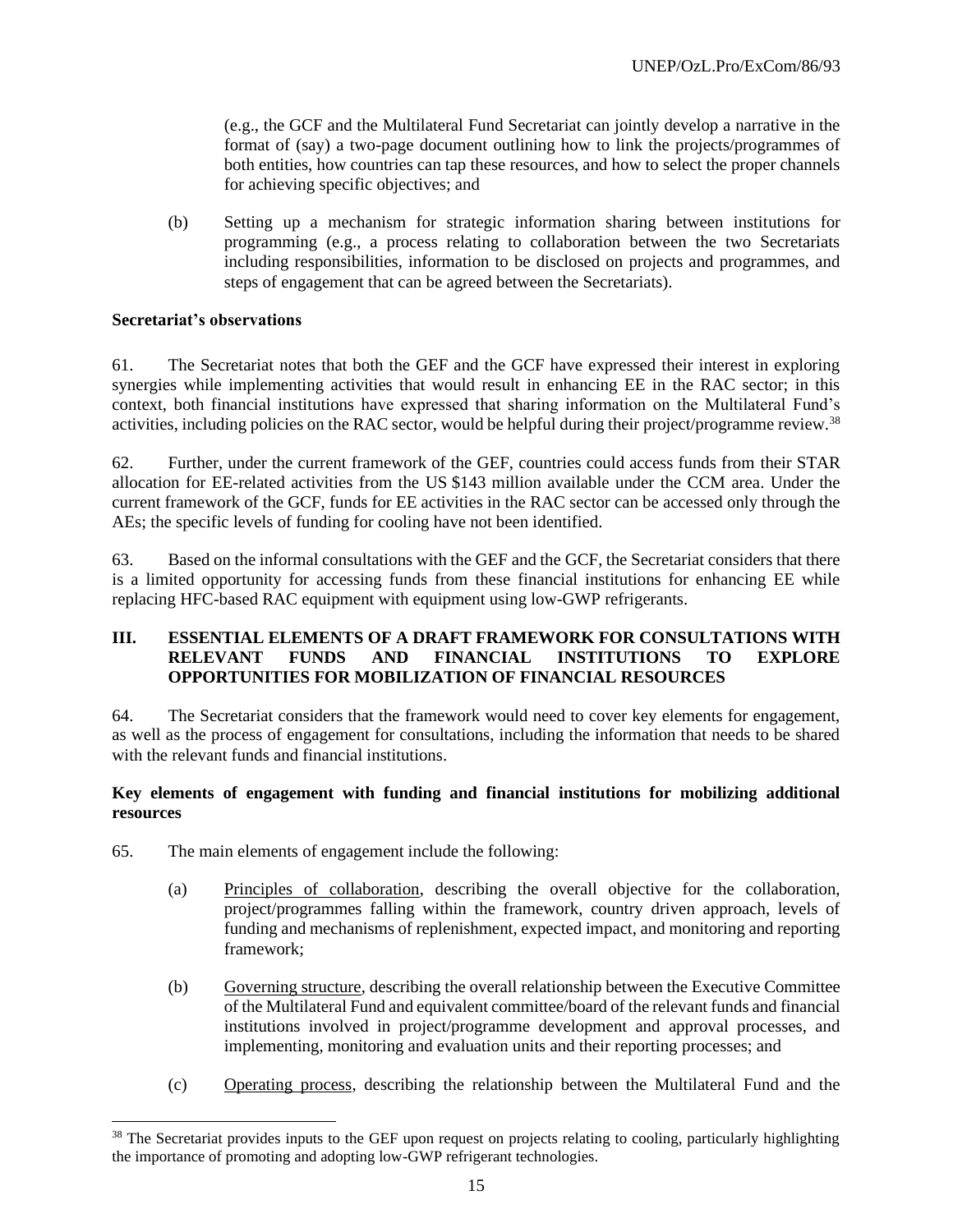(e.g., the GCF and the Multilateral Fund Secretariat can jointly develop a narrative in the format of (say) a two-page document outlining how to link the projects/programmes of both entities, how countries can tap these resources, and how to select the proper channels for achieving specific objectives; and

(b) Setting up a mechanism for strategic information sharing between institutions for programming (e.g., a process relating to collaboration between the two Secretariats including responsibilities, information to be disclosed on projects and programmes, and steps of engagement that can be agreed between the Secretariats).

**Secretariat's observations**

61. The Secretariat notes that both the GEF and the GCF have expressed their interest in exploring synergies while implementing activities that would result in enhancing EE in the RAC sector; in this context, both financial institutions have expressed that sharing information on the Multilateral Fund's activities, including policies on the RAC sector, would be helpful during their project/programme review.[38]

62. Further, under the current framework of the GEF, countries could access funds from their STAR allocation for EE-related activities from the US $143 million available under the CCM area. Under the current framework of the GCF, funds for EE activities in the RAC sector can be accessed only through the AEs; the specific levels of funding for cooling have not been identified.

63. Based on the informal consultations with the GEF and the GCF, the Secretariat considers that there is a limited opportunity for accessing funds from these financial institutions for enhancing EE while replacing HFC-based RAC equipment with equipment using low-GWP refrigerants.

## III. ESSENTIAL ELEMENTS OF A DRAFT FRAMEWORK FOR CONSULTATIONS WITH RELEVANT FUNDS AND FINANCIAL INSTITUTIONS TO EXPLORE OPPORTUNITIES FOR MOBILIZATION OF FINANCIAL RESOURCES

64. The Secretariat considers that the framework would need to cover key elements for engagement, as well as the process of engagement for consultations, including the information that needs to be shared with the relevant funds and financial institutions.

**Key elements of engagement with funding and financial institutions for mobilizing additional resources**

65. The main elements of engagement include the following:

(a) Principles of collaboration, describing the overall objective for the collaboration, project/programmes falling within the framework, country driven approach, levels of funding and mechanisms of replenishment, expected impact, and monitoring and reporting framework;

(b) Governing structure, describing the overall relationship between the Executive Committee of the Multilateral Fund and equivalent committee/board of the relevant funds and financial institutions involved in project/programme development and approval processes, and implementing, monitoring and evaluation units and their reporting processes; and

(c) Operating process, describing the relationship between the Multilateral Fund and the

[38] The Secretariat provides inputs to the GEF upon request on projects relating to cooling, particularly highlighting the importance of promoting and adopting low-GWP refrigerant technologies.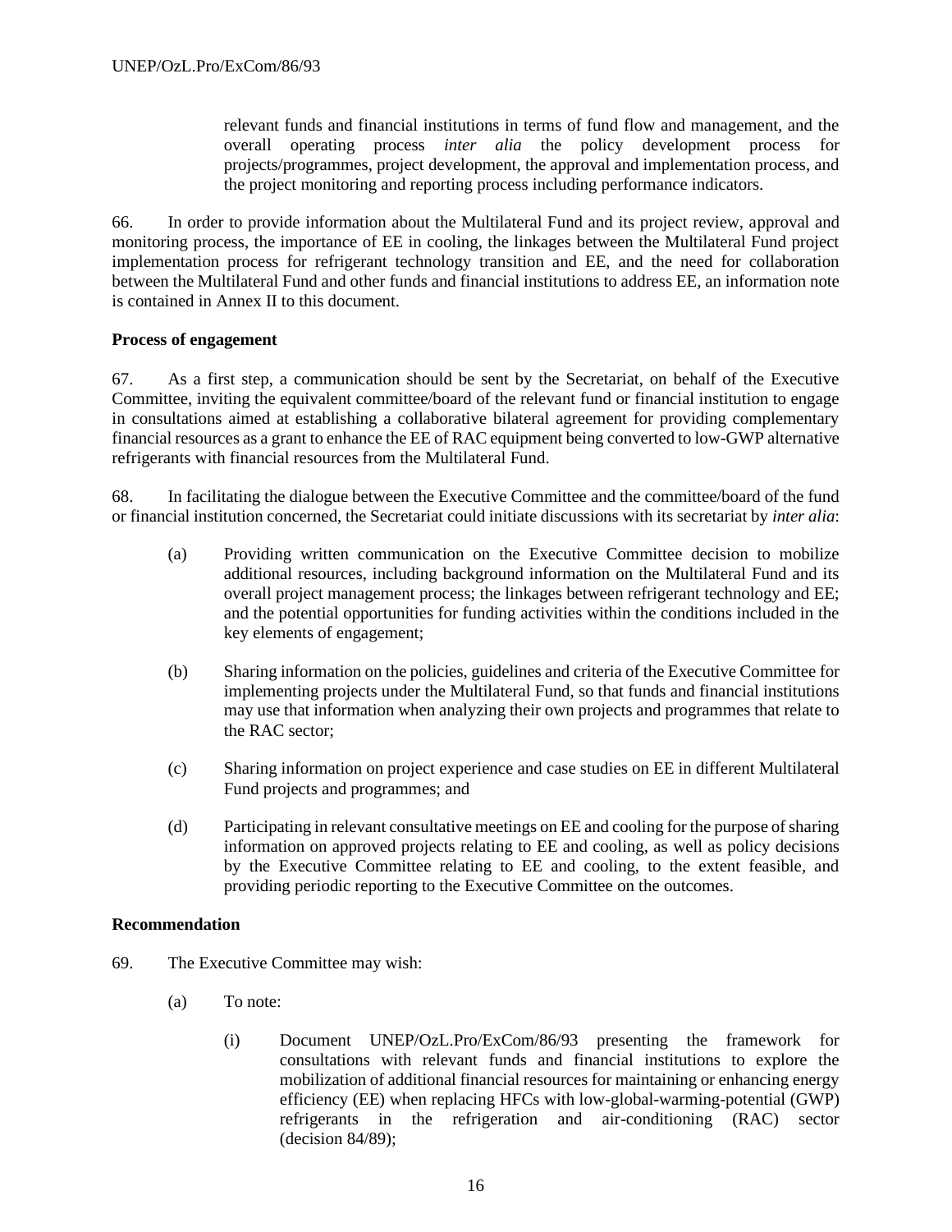relevant funds and financial institutions in terms of fund flow and management, and the overall operating process *inter alia* the policy development process for projects/programmes, project development, the approval and implementation process, and the project monitoring and reporting process including performance indicators.

66. In order to provide information about the Multilateral Fund and its project review, approval and monitoring process, the importance of EE in cooling, the linkages between the Multilateral Fund project implementation process for refrigerant technology transition and EE, and the need for collaboration between the Multilateral Fund and other funds and financial institutions to address EE, an information note is contained in Annex II to this document.

**Process of engagement**

67. As a first step, a communication should be sent by the Secretariat, on behalf of the Executive Committee, inviting the equivalent committee/board of the relevant fund or financial institution to engage in consultations aimed at establishing a collaborative bilateral agreement for providing complementary financial resources as a grant to enhance the EE of RAC equipment being converted to low-GWP alternative refrigerants with financial resources from the Multilateral Fund.

68. In facilitating the dialogue between the Executive Committee and the committee/board of the fund or financial institution concerned, the Secretariat could initiate discussions with its secretariat by *inter alia*:

(a) Providing written communication on the Executive Committee decision to mobilize additional resources, including background information on the Multilateral Fund and its overall project management process; the linkages between refrigerant technology and EE; and the potential opportunities for funding activities within the conditions included in the key elements of engagement;

(b) Sharing information on the policies, guidelines and criteria of the Executive Committee for implementing projects under the Multilateral Fund, so that funds and financial institutions may use that information when analyzing their own projects and programmes that relate to the RAC sector;

(c) Sharing information on project experience and case studies on EE in different Multilateral Fund projects and programmes; and

(d) Participating in relevant consultative meetings on EE and cooling for the purpose of sharing information on approved projects relating to EE and cooling, as well as policy decisions by the Executive Committee relating to EE and cooling, to the extent feasible, and providing periodic reporting to the Executive Committee on the outcomes.

**Recommendation**

69. The Executive Committee may wish:

(a) To note:

(i) Document UNEP/OzL.Pro/ExCom/86/93 presenting the framework for consultations with relevant funds and financial institutions to explore the mobilization of additional financial resources for maintaining or enhancing energy efficiency (EE) when replacing HFCs with low-global-warming-potential (GWP) refrigerants in the refrigeration and air-conditioning (RAC) sector (decision 84/89);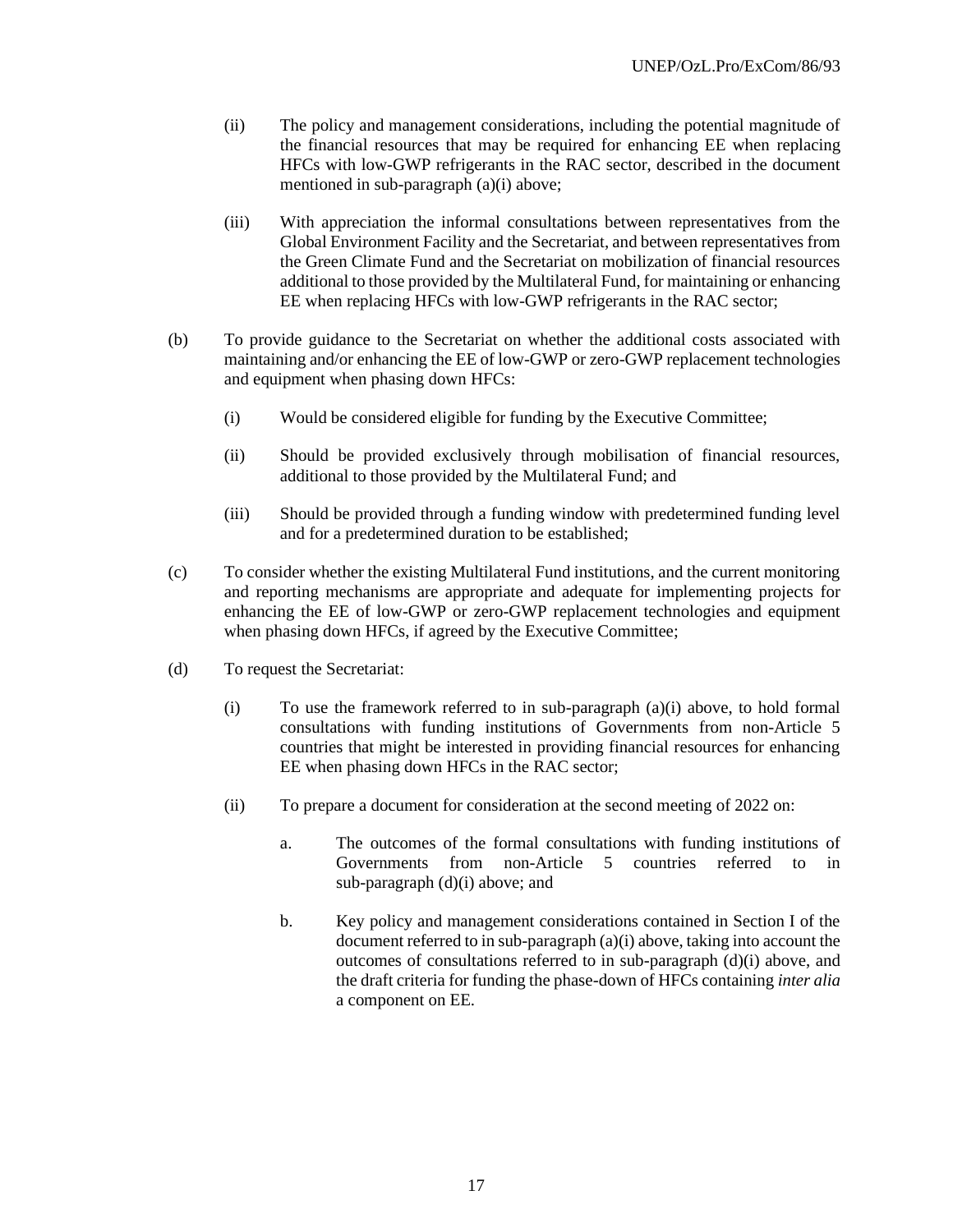(ii) The policy and management considerations, including the potential magnitude of the financial resources that may be required for enhancing EE when replacing HFCs with low-GWP refrigerants in the RAC sector, described in the document mentioned in sub-paragraph (a)(i) above;

(iii) With appreciation the informal consultations between representatives from the Global Environment Facility and the Secretariat, and between representatives from the Green Climate Fund and the Secretariat on mobilization of financial resources additional to those provided by the Multilateral Fund, for maintaining or enhancing EE when replacing HFCs with low-GWP refrigerants in the RAC sector;

(b) To provide guidance to the Secretariat on whether the additional costs associated with maintaining and/or enhancing the EE of low-GWP or zero-GWP replacement technologies and equipment when phasing down HFCs:

(i) Would be considered eligible for funding by the Executive Committee;

(ii) Should be provided exclusively through mobilisation of financial resources, additional to those provided by the Multilateral Fund; and

(iii) Should be provided through a funding window with predetermined funding level and for a predetermined duration to be established;

(c) To consider whether the existing Multilateral Fund institutions, and the current monitoring and reporting mechanisms are appropriate and adequate for implementing projects for enhancing the EE of low-GWP or zero-GWP replacement technologies and equipment when phasing down HFCs, if agreed by the Executive Committee;

(d) To request the Secretariat:

(i) To use the framework referred to in sub-paragraph (a)(i) above, to hold formal consultations with funding institutions of Governments from non-Article 5 countries that might be interested in providing financial resources for enhancing EE when phasing down HFCs in the RAC sector;

(ii) To prepare a document for consideration at the second meeting of 2022 on:

a. The outcomes of the formal consultations with funding institutions of Governments from non-Article 5 countries referred to in sub-paragraph (d)(i) above; and

b. Key policy and management considerations contained in Section I of the document referred to in sub-paragraph (a)(i) above, taking into account the outcomes of consultations referred to in sub-paragraph (d)(i) above, and the draft criteria for funding the phase-down of HFCs containing *inter alia* a component on EE.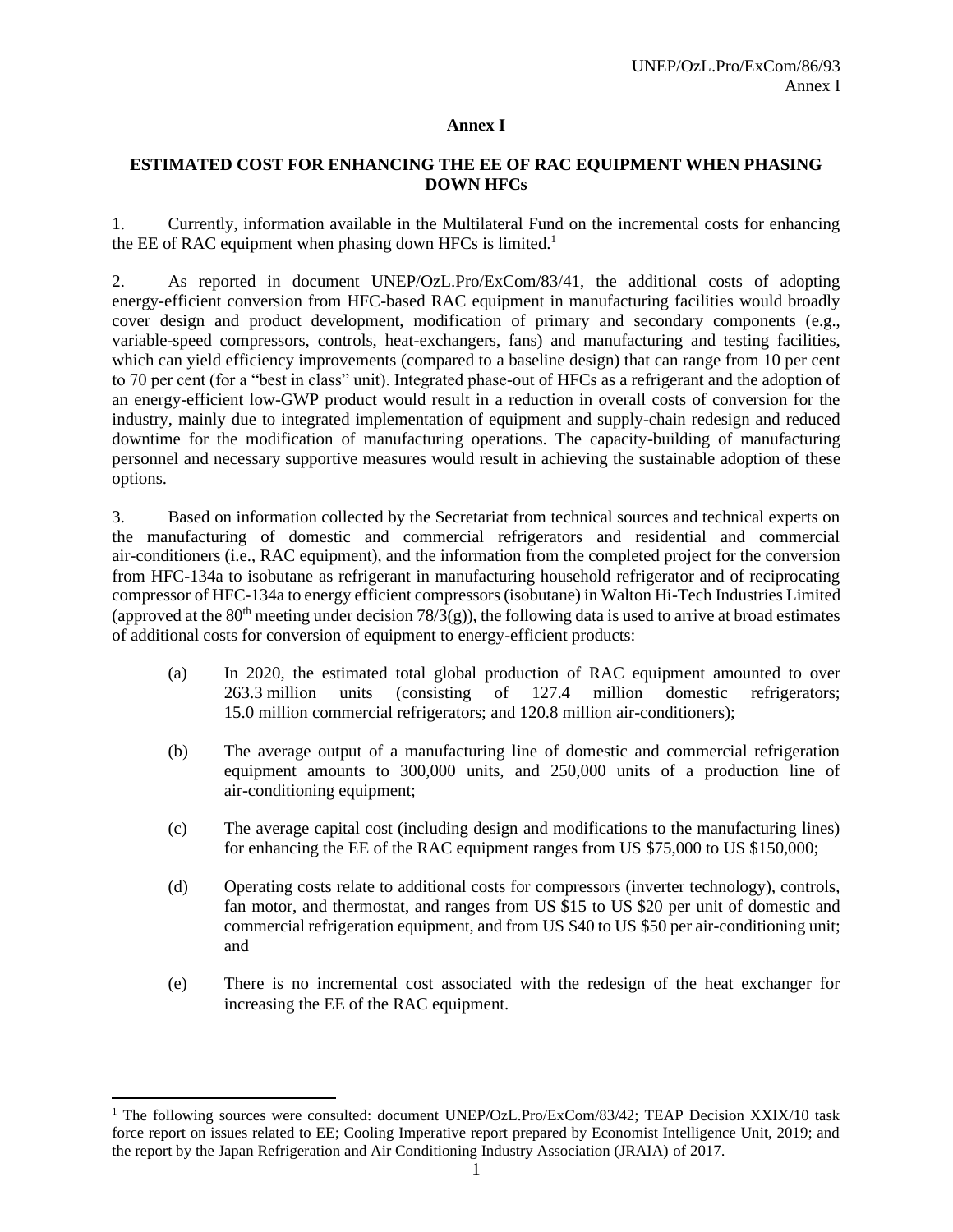# Annex I

## ESTIMATED COST FOR ENHANCING THE EE OF RAC EQUIPMENT WHEN PHASING DOWN HFCs

1. Currently, information available in the Multilateral Fund on the incremental costs for enhancing the EE of RAC equipment when phasing down HFCs is limited.[1]

2. As reported in document UNEP/OzL.Pro/ExCom/83/41, the additional costs of adopting energy-efficient conversion from HFC-based RAC equipment in manufacturing facilities would broadly cover design and product development, modification of primary and secondary components (e.g., variable-speed compressors, controls, heat-exchangers, fans) and manufacturing and testing facilities, which can yield efficiency improvements (compared to a baseline design) that can range from 10 per cent to 70 per cent (for a "best in class" unit). Integrated phase-out of HFCs as a refrigerant and the adoption of an energy-efficient low-GWP product would result in a reduction in overall costs of conversion for the industry, mainly due to integrated implementation of equipment and supply-chain redesign and reduced downtime for the modification of manufacturing operations. The capacity-building of manufacturing personnel and necessary supportive measures would result in achieving the sustainable adoption of these options.

3. Based on information collected by the Secretariat from technical sources and technical experts on the manufacturing of domestic and commercial refrigerators and residential and commercial air-conditioners (i.e., RAC equipment), and the information from the completed project for the conversion from HFC-134a to isobutane as refrigerant in manufacturing household refrigerator and of reciprocating compressor of HFC-134a to energy efficient compressors (isobutane) in Walton Hi-Tech Industries Limited (approved at the 80[th] meeting under decision 78/3(g)), the following data is used to arrive at broad estimates of additional costs for conversion of equipment to energy-efficient products:

(a) In 2020, the estimated total global production of RAC equipment amounted to over 263.3 million units (consisting of 127.4 million domestic refrigerators; 15.0 million commercial refrigerators; and 120.8 million air-conditioners);

(b) The average output of a manufacturing line of domestic and commercial refrigeration equipment amounts to 300,000 units, and 250,000 units of a production line of air-conditioning equipment;

(c) The average capital cost (including design and modifications to the manufacturing lines) for enhancing the EE of the RAC equipment ranges from US $75,000 to US $150,000;

(d) Operating costs relate to additional costs for compressors (inverter technology), controls, fan motor, and thermostat, and ranges from US $15 to US $20 per unit of domestic and commercial refrigeration equipment, and from US $40 to US $50 per air-conditioning unit; and

(e) There is no incremental cost associated with the redesign of the heat exchanger for increasing the EE of the RAC equipment.

---

[1] The following sources were consulted: document UNEP/OzL.Pro/ExCom/83/42; TEAP Decision XXIX/10 task force report on issues related to EE; Cooling Imperative report prepared by Economist Intelligence Unit, 2019; and the report by the Japan Refrigeration and Air Conditioning Industry Association (JRAIA) of 2017.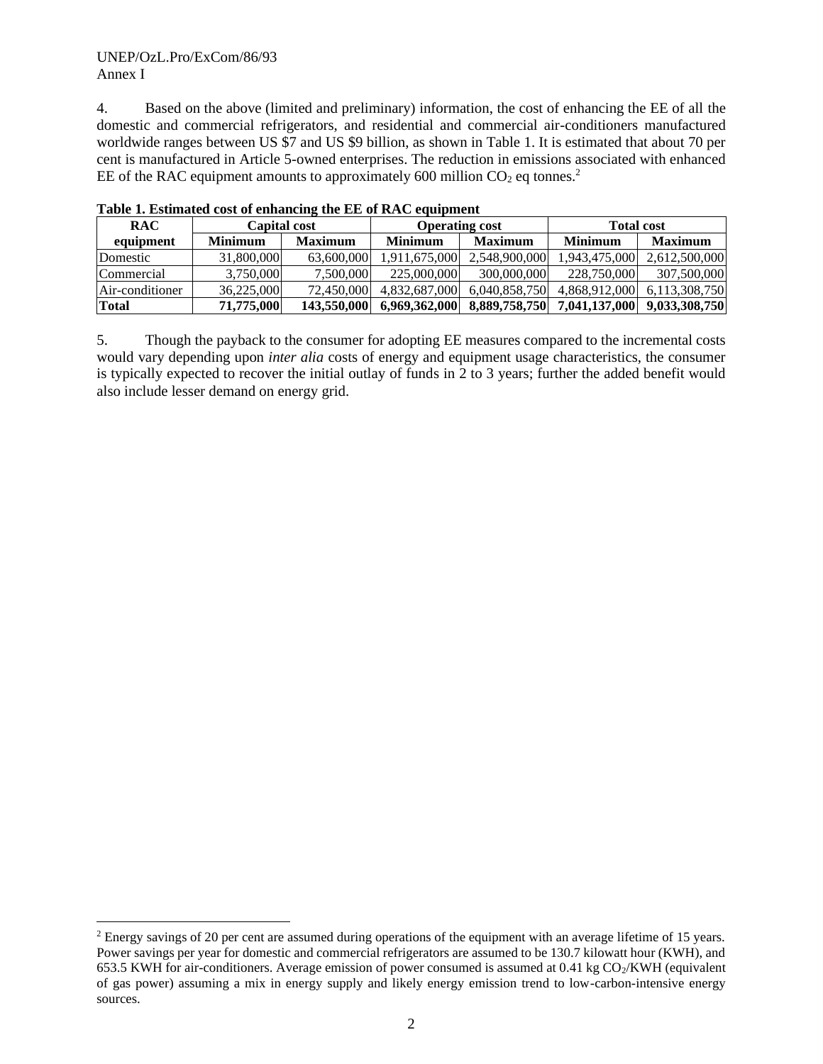4. Based on the above (limited and preliminary) information, the cost of enhancing the EE of all the domestic and commercial refrigerators, and residential and commercial air-conditioners manufactured worldwide ranges between US $7 and US $9 billion, as shown in Table 1. It is estimated that about 70 per cent is manufactured in Article 5-owned enterprises. The reduction in emissions associated with enhanced EE of the RAC equipment amounts to approximately 600 million $CO_2$ eq tonnes.[2]

**Table 1. Estimated cost of enhancing the EE of RAC equipment**

| RAC equipment | Capital cost | | Operating cost | | Total cost | |
|---|---|---|---|---|---|---|
| | Minimum | Maximum | Minimum | Maximum | Minimum | Maximum |
| Domestic | 31,800,000 | 63,600,000 | 1,911,675,000 | 2,548,900,000 | 1,943,475,000 | 2,612,500,000 |
| Commercial | 3,750,000 | 7,500,000 | 225,000,000 | 300,000,000 | 228,750,000 | 307,500,000 |
| Air-conditioner | 36,225,000 | 72,450,000 | 4,832,687,000 | 6,040,858,750 | 4,868,912,000 | 6,113,308,750 |
| **Total** | **71,775,000** | **143,550,000** | **6,969,362,000** | **8,889,758,750** | **7,041,137,000** | **9,033,308,750** |

5. Though the payback to the consumer for adopting EE measures compared to the incremental costs would vary depending upon *inter alia* costs of energy and equipment usage characteristics, the consumer is typically expected to recover the initial outlay of funds in 2 to 3 years; further the added benefit would also include lesser demand on energy grid.

[2] Energy savings of 20 per cent are assumed during operations of the equipment with an average lifetime of 15 years. Power savings per year for domestic and commercial refrigerators are assumed to be 130.7 kilowatt hour (KWH), and 653.5 KWH for air-conditioners. Average emission of power consumed is assumed at 0.41 kg $CO_2$/KWH (equivalent of gas power) assuming a mix in energy supply and likely energy emission trend to low-carbon-intensive energy sources.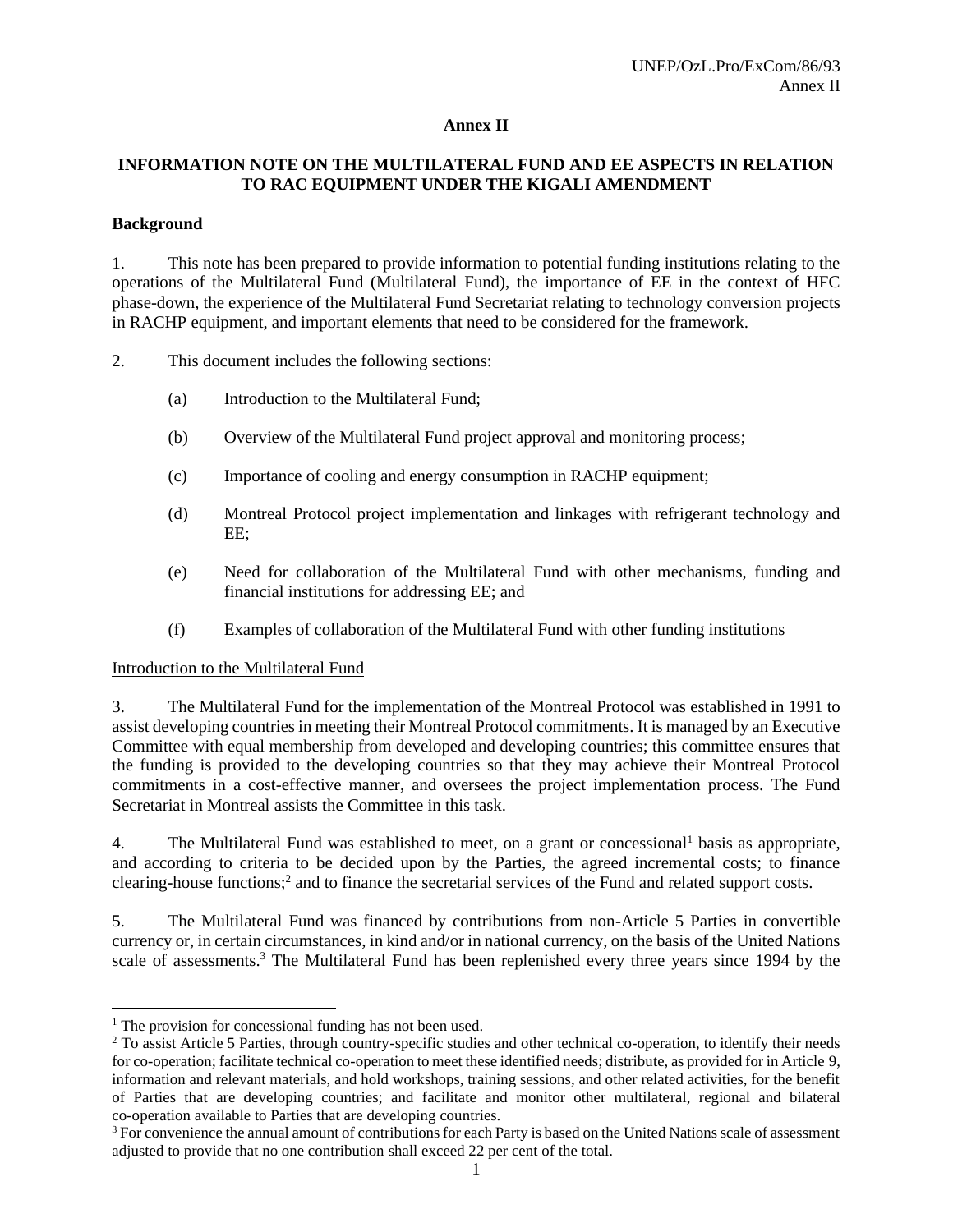**Annex II**

**INFORMATION NOTE ON THE MULTILATERAL FUND AND EE ASPECTS IN RELATION TO RAC EQUIPMENT UNDER THE KIGALI AMENDMENT**

**Background**

1. This note has been prepared to provide information to potential funding institutions relating to the operations of the Multilateral Fund (Multilateral Fund), the importance of EE in the context of HFC phase-down, the experience of the Multilateral Fund Secretariat relating to technology conversion projects in RACHP equipment, and important elements that need to be considered for the framework.

2. This document includes the following sections:

   (a) Introduction to the Multilateral Fund;

   (b) Overview of the Multilateral Fund project approval and monitoring process;

   (c) Importance of cooling and energy consumption in RACHP equipment;

   (d) Montreal Protocol project implementation and linkages with refrigerant technology and EE;

   (e) Need for collaboration of the Multilateral Fund with other mechanisms, funding and financial institutions for addressing EE; and

   (f) Examples of collaboration of the Multilateral Fund with other funding institutions

Introduction to the Multilateral Fund

3. The Multilateral Fund for the implementation of the Montreal Protocol was established in 1991 to assist developing countries in meeting their Montreal Protocol commitments. It is managed by an Executive Committee with equal membership from developed and developing countries; this committee ensures that the funding is provided to the developing countries so that they may achieve their Montreal Protocol commitments in a cost-effective manner, and oversees the project implementation process. The Fund Secretariat in Montreal assists the Committee in this task.

4. The Multilateral Fund was established to meet, on a grant or concessional[1] basis as appropriate, and according to criteria to be decided upon by the Parties, the agreed incremental costs; to finance clearing-house functions;[2] and to finance the secretarial services of the Fund and related support costs.

5. The Multilateral Fund was financed by contributions from non-Article 5 Parties in convertible currency or, in certain circumstances, in kind and/or in national currency, on the basis of the United Nations scale of assessments.[3] The Multilateral Fund has been replenished every three years since 1994 by the

---

[1] The provision for concessional funding has not been used.

[2] To assist Article 5 Parties, through country-specific studies and other technical co-operation, to identify their needs for co-operation; facilitate technical co-operation to meet these identified needs; distribute, as provided for in Article 9, information and relevant materials, and hold workshops, training sessions, and other related activities, for the benefit of Parties that are developing countries; and facilitate and monitor other multilateral, regional and bilateral co-operation available to Parties that are developing countries.

[3] For convenience the annual amount of contributions for each Party is based on the United Nations scale of assessment adjusted to provide that no one contribution shall exceed 22 per cent of the total.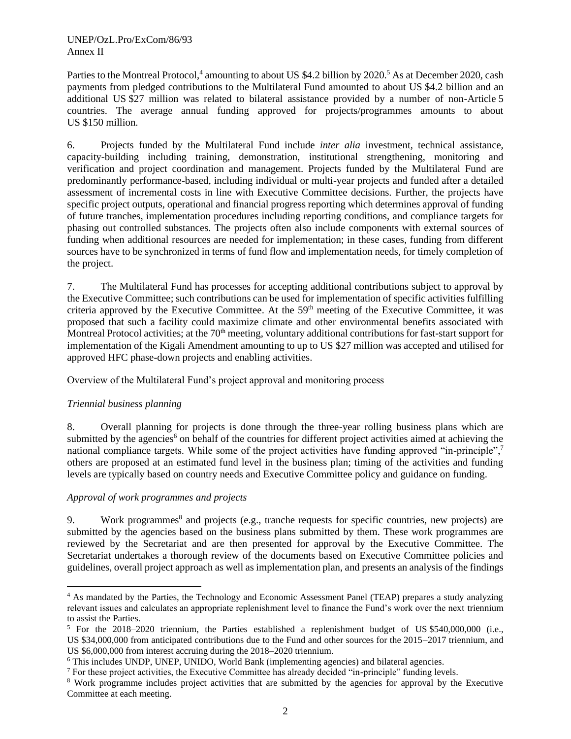Parties to the Montreal Protocol,[4] amounting to about US $4.2 billion by 2020.[5] As at December 2020, cash payments from pledged contributions to the Multilateral Fund amounted to about US $4.2 billion and an additional US $27 million was related to bilateral assistance provided by a number of non-Article 5 countries. The average annual funding approved for projects/programmes amounts to about US $150 million.

6. Projects funded by the Multilateral Fund include *inter alia* investment, technical assistance, capacity-building including training, demonstration, institutional strengthening, monitoring and verification and project coordination and management. Projects funded by the Multilateral Fund are predominantly performance-based, including individual or multi-year projects and funded after a detailed assessment of incremental costs in line with Executive Committee decisions. Further, the projects have specific project outputs, operational and financial progress reporting which determines approval of funding of future tranches, implementation procedures including reporting conditions, and compliance targets for phasing out controlled substances. The projects often also include components with external sources of funding when additional resources are needed for implementation; in these cases, funding from different sources have to be synchronized in terms of fund flow and implementation needs, for timely completion of the project.

7. The Multilateral Fund has processes for accepting additional contributions subject to approval by the Executive Committee; such contributions can be used for implementation of specific activities fulfilling criteria approved by the Executive Committee. At the 59th meeting of the Executive Committee, it was proposed that such a facility could maximize climate and other environmental benefits associated with Montreal Protocol activities; at the 70th meeting, voluntary additional contributions for fast-start support for implementation of the Kigali Amendment amounting to up to US $27 million was accepted and utilised for approved HFC phase-down projects and enabling activities.

Overview of the Multilateral Fund's project approval and monitoring process

*Triennial business planning*

8. Overall planning for projects is done through the three-year rolling business plans which are submitted by the agencies[6] on behalf of the countries for different project activities aimed at achieving the national compliance targets. While some of the project activities have funding approved "in-principle",[7] others are proposed at an estimated fund level in the business plan; timing of the activities and funding levels are typically based on country needs and Executive Committee policy and guidance on funding.

*Approval of work programmes and projects*

9. Work programmes[8] and projects (e.g., tranche requests for specific countries, new projects) are submitted by the agencies based on the business plans submitted by them. These work programmes are reviewed by the Secretariat and are then presented for approval by the Executive Committee. The Secretariat undertakes a thorough review of the documents based on Executive Committee policies and guidelines, overall project approach as well as implementation plan, and presents an analysis of the findings

---

[4] As mandated by the Parties, the Technology and Economic Assessment Panel (TEAP) prepares a study analyzing relevant issues and calculates an appropriate replenishment level to finance the Fund's work over the next triennium to assist the Parties.

[5] For the 2018–2020 triennium, the Parties established a replenishment budget of US $540,000,000 (i.e., US $34,000,000 from anticipated contributions due to the Fund and other sources for the 2015–2017 triennium, and US $6,000,000 from interest accruing during the 2018–2020 triennium.

[6] This includes UNDP, UNEP, UNIDO, World Bank (implementing agencies) and bilateral agencies.

[7] For these project activities, the Executive Committee has already decided "in-principle" funding levels.

[8] Work programme includes project activities that are submitted by the agencies for approval by the Executive Committee at each meeting.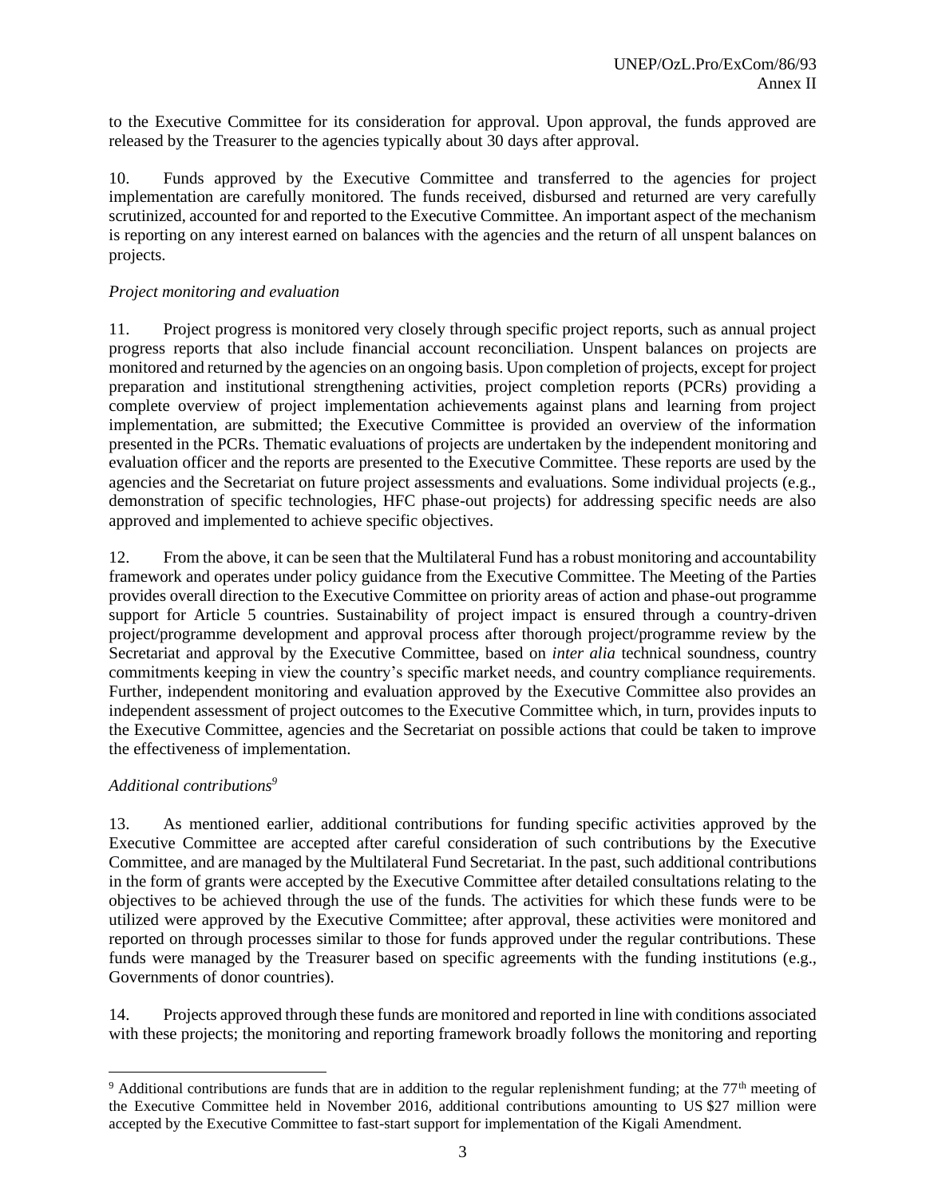to the Executive Committee for its consideration for approval. Upon approval, the funds approved are released by the Treasurer to the agencies typically about 30 days after approval.

10. Funds approved by the Executive Committee and transferred to the agencies for project implementation are carefully monitored. The funds received, disbursed and returned are very carefully scrutinized, accounted for and reported to the Executive Committee. An important aspect of the mechanism is reporting on any interest earned on balances with the agencies and the return of all unspent balances on projects.

*Project monitoring and evaluation*

11. Project progress is monitored very closely through specific project reports, such as annual project progress reports that also include financial account reconciliation. Unspent balances on projects are monitored and returned by the agencies on an ongoing basis. Upon completion of projects, except for project preparation and institutional strengthening activities, project completion reports (PCRs) providing a complete overview of project implementation achievements against plans and learning from project implementation, are submitted; the Executive Committee is provided an overview of the information presented in the PCRs. Thematic evaluations of projects are undertaken by the independent monitoring and evaluation officer and the reports are presented to the Executive Committee. These reports are used by the agencies and the Secretariat on future project assessments and evaluations. Some individual projects (e.g., demonstration of specific technologies, HFC phase-out projects) for addressing specific needs are also approved and implemented to achieve specific objectives.

12. From the above, it can be seen that the Multilateral Fund has a robust monitoring and accountability framework and operates under policy guidance from the Executive Committee. The Meeting of the Parties provides overall direction to the Executive Committee on priority areas of action and phase-out programme support for Article 5 countries. Sustainability of project impact is ensured through a country-driven project/programme development and approval process after thorough project/programme review by the Secretariat and approval by the Executive Committee, based on *inter alia* technical soundness, country commitments keeping in view the country's specific market needs, and country compliance requirements. Further, independent monitoring and evaluation approved by the Executive Committee also provides an independent assessment of project outcomes to the Executive Committee which, in turn, provides inputs to the Executive Committee, agencies and the Secretariat on possible actions that could be taken to improve the effectiveness of implementation.

*Additional contributions*[9]

13. As mentioned earlier, additional contributions for funding specific activities approved by the Executive Committee are accepted after careful consideration of such contributions by the Executive Committee, and are managed by the Multilateral Fund Secretariat. In the past, such additional contributions in the form of grants were accepted by the Executive Committee after detailed consultations relating to the objectives to be achieved through the use of the funds. The activities for which these funds were to be utilized were approved by the Executive Committee; after approval, these activities were monitored and reported on through processes similar to those for funds approved under the regular contributions. These funds were managed by the Treasurer based on specific agreements with the funding institutions (e.g., Governments of donor countries).

14. Projects approved through these funds are monitored and reported in line with conditions associated with these projects; the monitoring and reporting framework broadly follows the monitoring and reporting

---

[9] Additional contributions are funds that are in addition to the regular replenishment funding; at the 77th meeting of the Executive Committee held in November 2016, additional contributions amounting to US $27 million were accepted by the Executive Committee to fast-start support for implementation of the Kigali Amendment.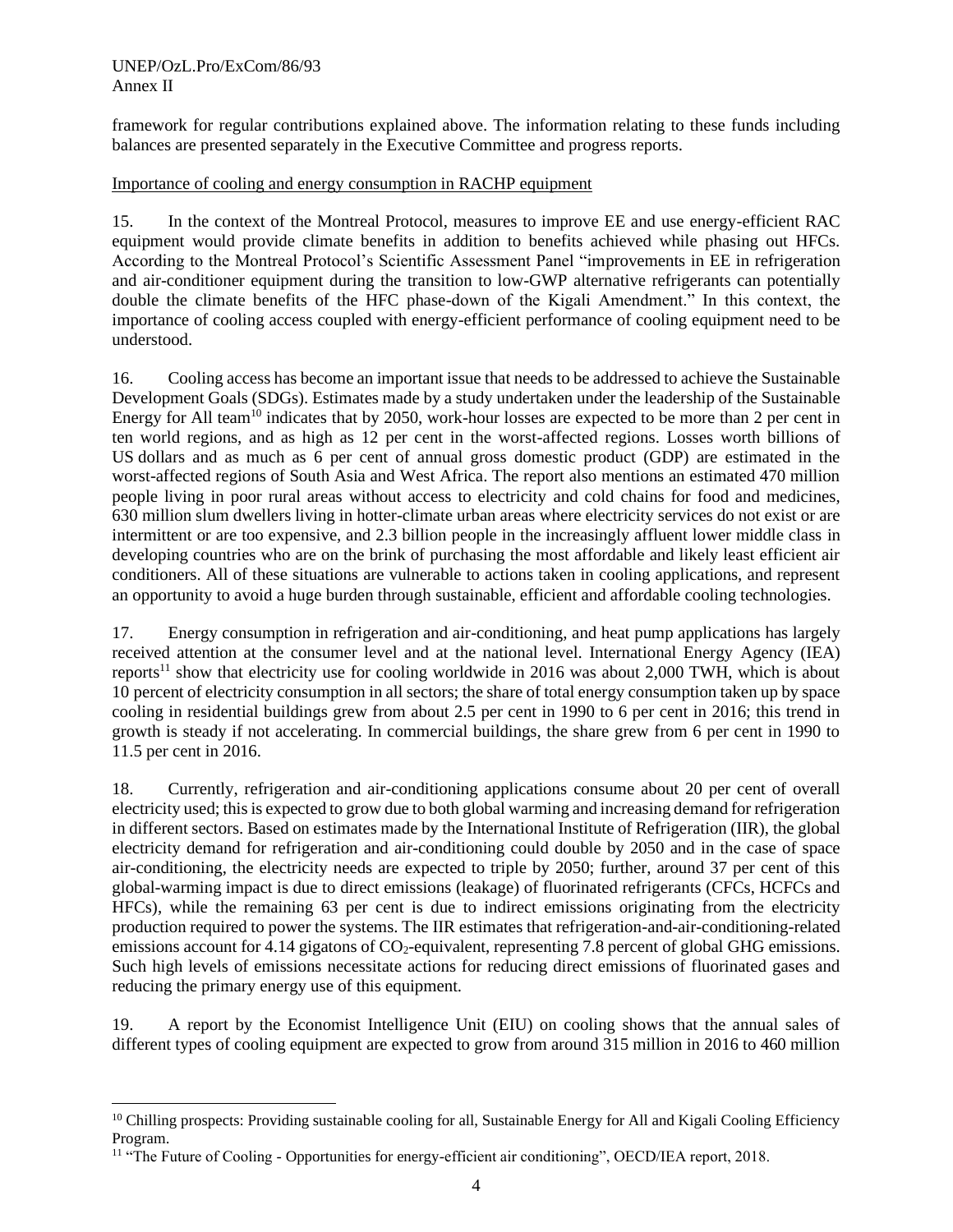framework for regular contributions explained above. The information relating to these funds including balances are presented separately in the Executive Committee and progress reports.

Importance of cooling and energy consumption in RACHP equipment

15. In the context of the Montreal Protocol, measures to improve EE and use energy-efficient RAC equipment would provide climate benefits in addition to benefits achieved while phasing out HFCs. According to the Montreal Protocol's Scientific Assessment Panel "improvements in EE in refrigeration and air-conditioner equipment during the transition to low-GWP alternative refrigerants can potentially double the climate benefits of the HFC phase-down of the Kigali Amendment." In this context, the importance of cooling access coupled with energy-efficient performance of cooling equipment need to be understood.

16. Cooling access has become an important issue that needs to be addressed to achieve the Sustainable Development Goals (SDGs). Estimates made by a study undertaken under the leadership of the Sustainable Energy for All team[10] indicates that by 2050, work-hour losses are expected to be more than 2 per cent in ten world regions, and as high as 12 per cent in the worst-affected regions. Losses worth billions of US dollars and as much as 6 per cent of annual gross domestic product (GDP) are estimated in the worst-affected regions of South Asia and West Africa. The report also mentions an estimated 470 million people living in poor rural areas without access to electricity and cold chains for food and medicines, 630 million slum dwellers living in hotter-climate urban areas where electricity services do not exist or are intermittent or are too expensive, and 2.3 billion people in the increasingly affluent lower middle class in developing countries who are on the brink of purchasing the most affordable and likely least efficient air conditioners. All of these situations are vulnerable to actions taken in cooling applications, and represent an opportunity to avoid a huge burden through sustainable, efficient and affordable cooling technologies.

17. Energy consumption in refrigeration and air-conditioning, and heat pump applications has largely received attention at the consumer level and at the national level. International Energy Agency (IEA) reports[11] show that electricity use for cooling worldwide in 2016 was about 2,000 TWH, which is about 10 percent of electricity consumption in all sectors; the share of total energy consumption taken up by space cooling in residential buildings grew from about 2.5 per cent in 1990 to 6 per cent in 2016; this trend in growth is steady if not accelerating. In commercial buildings, the share grew from 6 per cent in 1990 to 11.5 per cent in 2016.

18. Currently, refrigeration and air-conditioning applications consume about 20 per cent of overall electricity used; this is expected to grow due to both global warming and increasing demand for refrigeration in different sectors. Based on estimates made by the International Institute of Refrigeration (IIR), the global electricity demand for refrigeration and air-conditioning could double by 2050 and in the case of space air-conditioning, the electricity needs are expected to triple by 2050; further, around 37 per cent of this global-warming impact is due to direct emissions (leakage) of fluorinated refrigerants (CFCs, HCFCs and HFCs), while the remaining 63 per cent is due to indirect emissions originating from the electricity production required to power the systems. The IIR estimates that refrigeration-and-air-conditioning-related emissions account for 4.14 gigatons of $CO_2$-equivalent, representing 7.8 percent of global GHG emissions. Such high levels of emissions necessitate actions for reducing direct emissions of fluorinated gases and reducing the primary energy use of this equipment.

19. A report by the Economist Intelligence Unit (EIU) on cooling shows that the annual sales of different types of cooling equipment are expected to grow from around 315 million in 2016 to 460 million

---

[10] Chilling prospects: Providing sustainable cooling for all, Sustainable Energy for All and Kigali Cooling Efficiency Program.

[11] "The Future of Cooling - Opportunities for energy-efficient air conditioning", OECD/IEA report, 2018.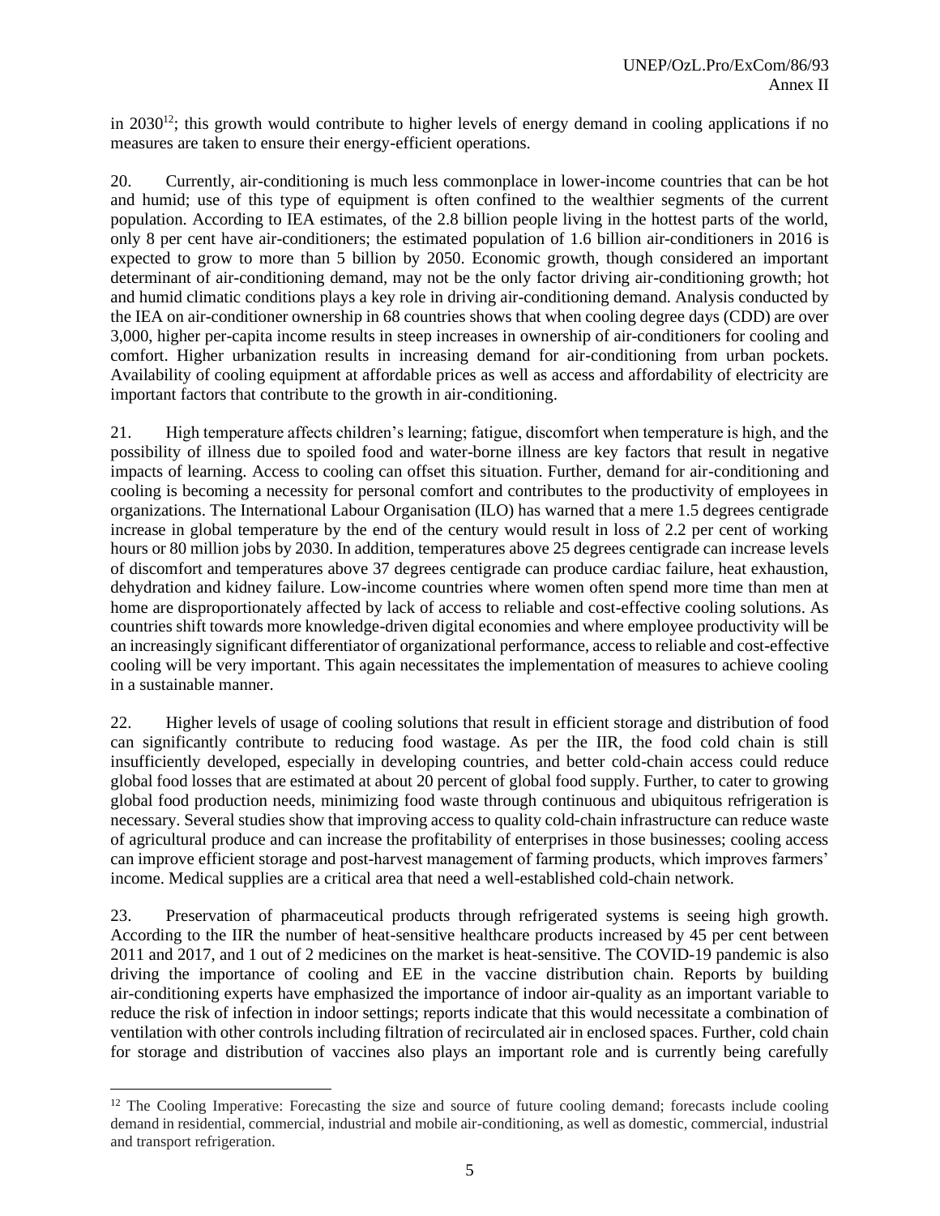in 2030[12]; this growth would contribute to higher levels of energy demand in cooling applications if no measures are taken to ensure their energy-efficient operations.

20. Currently, air-conditioning is much less commonplace in lower-income countries that can be hot and humid; use of this type of equipment is often confined to the wealthier segments of the current population. According to IEA estimates, of the 2.8 billion people living in the hottest parts of the world, only 8 per cent have air-conditioners; the estimated population of 1.6 billion air-conditioners in 2016 is expected to grow to more than 5 billion by 2050. Economic growth, though considered an important determinant of air-conditioning demand, may not be the only factor driving air-conditioning growth; hot and humid climatic conditions plays a key role in driving air-conditioning demand. Analysis conducted by the IEA on air-conditioner ownership in 68 countries shows that when cooling degree days (CDD) are over 3,000, higher per-capita income results in steep increases in ownership of air-conditioners for cooling and comfort. Higher urbanization results in increasing demand for air-conditioning from urban pockets. Availability of cooling equipment at affordable prices as well as access and affordability of electricity are important factors that contribute to the growth in air-conditioning.

21. High temperature affects children's learning; fatigue, discomfort when temperature is high, and the possibility of illness due to spoiled food and water-borne illness are key factors that result in negative impacts of learning. Access to cooling can offset this situation. Further, demand for air-conditioning and cooling is becoming a necessity for personal comfort and contributes to the productivity of employees in organizations. The International Labour Organisation (ILO) has warned that a mere 1.5 degrees centigrade increase in global temperature by the end of the century would result in loss of 2.2 per cent of working hours or 80 million jobs by 2030. In addition, temperatures above 25 degrees centigrade can increase levels of discomfort and temperatures above 37 degrees centigrade can produce cardiac failure, heat exhaustion, dehydration and kidney failure. Low-income countries where women often spend more time than men at home are disproportionately affected by lack of access to reliable and cost-effective cooling solutions. As countries shift towards more knowledge-driven digital economies and where employee productivity will be an increasingly significant differentiator of organizational performance, access to reliable and cost-effective cooling will be very important. This again necessitates the implementation of measures to achieve cooling in a sustainable manner.

22. Higher levels of usage of cooling solutions that result in efficient storage and distribution of food can significantly contribute to reducing food wastage. As per the IIR, the food cold chain is still insufficiently developed, especially in developing countries, and better cold-chain access could reduce global food losses that are estimated at about 20 percent of global food supply. Further, to cater to growing global food production needs, minimizing food waste through continuous and ubiquitous refrigeration is necessary. Several studies show that improving access to quality cold-chain infrastructure can reduce waste of agricultural produce and can increase the profitability of enterprises in those businesses; cooling access can improve efficient storage and post-harvest management of farming products, which improves farmers' income. Medical supplies are a critical area that need a well-established cold-chain network.

23. Preservation of pharmaceutical products through refrigerated systems is seeing high growth. According to the IIR the number of heat-sensitive healthcare products increased by 45 per cent between 2011 and 2017, and 1 out of 2 medicines on the market is heat-sensitive. The COVID-19 pandemic is also driving the importance of cooling and EE in the vaccine distribution chain. Reports by building air-conditioning experts have emphasized the importance of indoor air-quality as an important variable to reduce the risk of infection in indoor settings; reports indicate that this would necessitate a combination of ventilation with other controls including filtration of recirculated air in enclosed spaces. Further, cold chain for storage and distribution of vaccines also plays an important role and is currently being carefully

[12] The Cooling Imperative: Forecasting the size and source of future cooling demand; forecasts include cooling demand in residential, commercial, industrial and mobile air-conditioning, as well as domestic, commercial, industrial and transport refrigeration.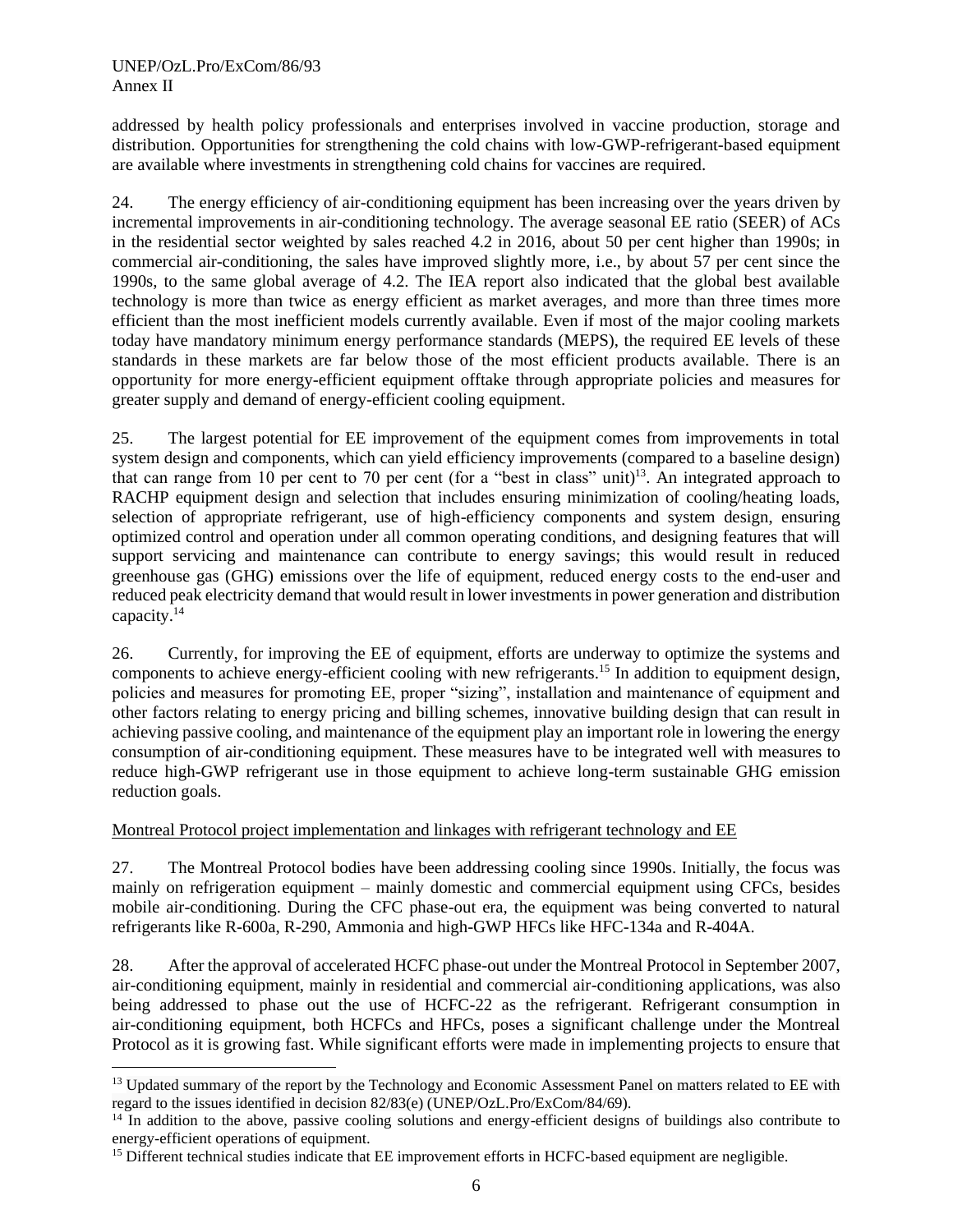addressed by health policy professionals and enterprises involved in vaccine production, storage and distribution. Opportunities for strengthening the cold chains with low-GWP-refrigerant-based equipment are available where investments in strengthening cold chains for vaccines are required.

24. The energy efficiency of air-conditioning equipment has been increasing over the years driven by incremental improvements in air-conditioning technology. The average seasonal EE ratio (SEER) of ACs in the residential sector weighted by sales reached 4.2 in 2016, about 50 per cent higher than 1990s; in commercial air-conditioning, the sales have improved slightly more, i.e., by about 57 per cent since the 1990s, to the same global average of 4.2. The IEA report also indicated that the global best available technology is more than twice as energy efficient as market averages, and more than three times more efficient than the most inefficient models currently available. Even if most of the major cooling markets today have mandatory minimum energy performance standards (MEPS), the required EE levels of these standards in these markets are far below those of the most efficient products available. There is an opportunity for more energy-efficient equipment offtake through appropriate policies and measures for greater supply and demand of energy-efficient cooling equipment.

25. The largest potential for EE improvement of the equipment comes from improvements in total system design and components, which can yield efficiency improvements (compared to a baseline design) that can range from 10 per cent to 70 per cent (for a "best in class" unit)[13]. An integrated approach to RACHP equipment design and selection that includes ensuring minimization of cooling/heating loads, selection of appropriate refrigerant, use of high-efficiency components and system design, ensuring optimized control and operation under all common operating conditions, and designing features that will support servicing and maintenance can contribute to energy savings; this would result in reduced greenhouse gas (GHG) emissions over the life of equipment, reduced energy costs to the end-user and reduced peak electricity demand that would result in lower investments in power generation and distribution capacity.[14]

26. Currently, for improving the EE of equipment, efforts are underway to optimize the systems and components to achieve energy-efficient cooling with new refrigerants.[15] In addition to equipment design, policies and measures for promoting EE, proper "sizing", installation and maintenance of equipment and other factors relating to energy pricing and billing schemes, innovative building design that can result in achieving passive cooling, and maintenance of the equipment play an important role in lowering the energy consumption of air-conditioning equipment. These measures have to be integrated well with measures to reduce high-GWP refrigerant use in those equipment to achieve long-term sustainable GHG emission reduction goals.

Montreal Protocol project implementation and linkages with refrigerant technology and EE

27. The Montreal Protocol bodies have been addressing cooling since 1990s. Initially, the focus was mainly on refrigeration equipment – mainly domestic and commercial equipment using CFCs, besides mobile air-conditioning. During the CFC phase-out era, the equipment was being converted to natural refrigerants like R-600a, R-290, Ammonia and high-GWP HFCs like HFC-134a and R-404A.

28. After the approval of accelerated HCFC phase-out under the Montreal Protocol in September 2007, air-conditioning equipment, mainly in residential and commercial air-conditioning applications, was also being addressed to phase out the use of HCFC-22 as the refrigerant. Refrigerant consumption in air-conditioning equipment, both HCFCs and HFCs, poses a significant challenge under the Montreal Protocol as it is growing fast. While significant efforts were made in implementing projects to ensure that

[13] Updated summary of the report by the Technology and Economic Assessment Panel on matters related to EE with regard to the issues identified in decision 82/83(e) (UNEP/OzL.Pro/ExCom/84/69).

[14] In addition to the above, passive cooling solutions and energy-efficient designs of buildings also contribute to energy-efficient operations of equipment.

[15] Different technical studies indicate that EE improvement efforts in HCFC-based equipment are negligible.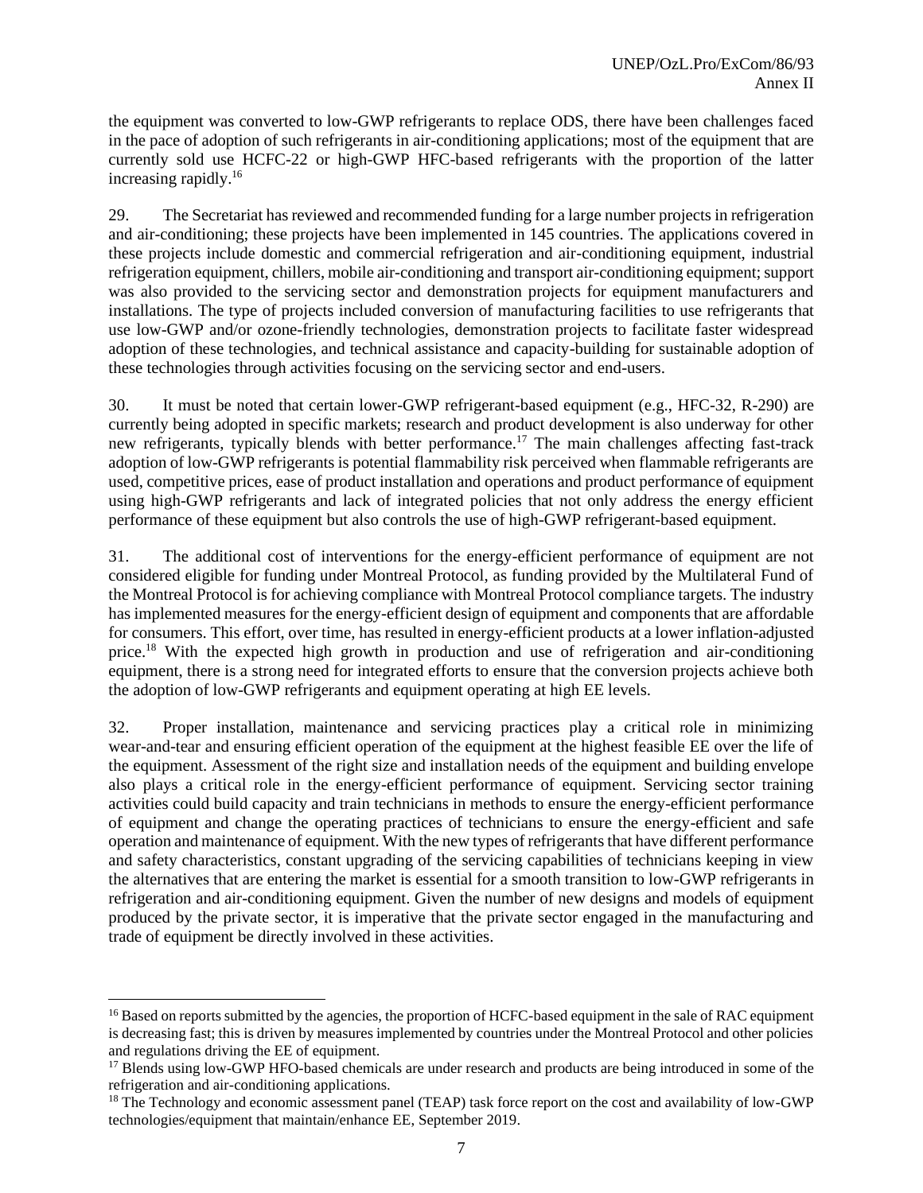the equipment was converted to low-GWP refrigerants to replace ODS, there have been challenges faced in the pace of adoption of such refrigerants in air-conditioning applications; most of the equipment that are currently sold use HCFC-22 or high-GWP HFC-based refrigerants with the proportion of the latter increasing rapidly.[16]

29. The Secretariat has reviewed and recommended funding for a large number projects in refrigeration and air-conditioning; these projects have been implemented in 145 countries. The applications covered in these projects include domestic and commercial refrigeration and air-conditioning equipment, industrial refrigeration equipment, chillers, mobile air-conditioning and transport air-conditioning equipment; support was also provided to the servicing sector and demonstration projects for equipment manufacturers and installations. The type of projects included conversion of manufacturing facilities to use refrigerants that use low-GWP and/or ozone-friendly technologies, demonstration projects to facilitate faster widespread adoption of these technologies, and technical assistance and capacity-building for sustainable adoption of these technologies through activities focusing on the servicing sector and end-users.

30. It must be noted that certain lower-GWP refrigerant-based equipment (e.g., HFC-32, R-290) are currently being adopted in specific markets; research and product development is also underway for other new refrigerants, typically blends with better performance.[17] The main challenges affecting fast-track adoption of low-GWP refrigerants is potential flammability risk perceived when flammable refrigerants are used, competitive prices, ease of product installation and operations and product performance of equipment using high-GWP refrigerants and lack of integrated policies that not only address the energy efficient performance of these equipment but also controls the use of high-GWP refrigerant-based equipment.

31. The additional cost of interventions for the energy-efficient performance of equipment are not considered eligible for funding under Montreal Protocol, as funding provided by the Multilateral Fund of the Montreal Protocol is for achieving compliance with Montreal Protocol compliance targets. The industry has implemented measures for the energy-efficient design of equipment and components that are affordable for consumers. This effort, over time, has resulted in energy-efficient products at a lower inflation-adjusted price.[18] With the expected high growth in production and use of refrigeration and air-conditioning equipment, there is a strong need for integrated efforts to ensure that the conversion projects achieve both the adoption of low-GWP refrigerants and equipment operating at high EE levels.

32. Proper installation, maintenance and servicing practices play a critical role in minimizing wear-and-tear and ensuring efficient operation of the equipment at the highest feasible EE over the life of the equipment. Assessment of the right size and installation needs of the equipment and building envelope also plays a critical role in the energy-efficient performance of equipment. Servicing sector training activities could build capacity and train technicians in methods to ensure the energy-efficient performance of equipment and change the operating practices of technicians to ensure the energy-efficient and safe operation and maintenance of equipment. With the new types of refrigerants that have different performance and safety characteristics, constant upgrading of the servicing capabilities of technicians keeping in view the alternatives that are entering the market is essential for a smooth transition to low-GWP refrigerants in refrigeration and air-conditioning equipment. Given the number of new designs and models of equipment produced by the private sector, it is imperative that the private sector engaged in the manufacturing and trade of equipment be directly involved in these activities.

---

[16] Based on reports submitted by the agencies, the proportion of HCFC-based equipment in the sale of RAC equipment is decreasing fast; this is driven by measures implemented by countries under the Montreal Protocol and other policies and regulations driving the EE of equipment.

[17] Blends using low-GWP HFO-based chemicals are under research and products are being introduced in some of the refrigeration and air-conditioning applications.

[18] The Technology and economic assessment panel (TEAP) task force report on the cost and availability of low-GWP technologies/equipment that maintain/enhance EE, September 2019.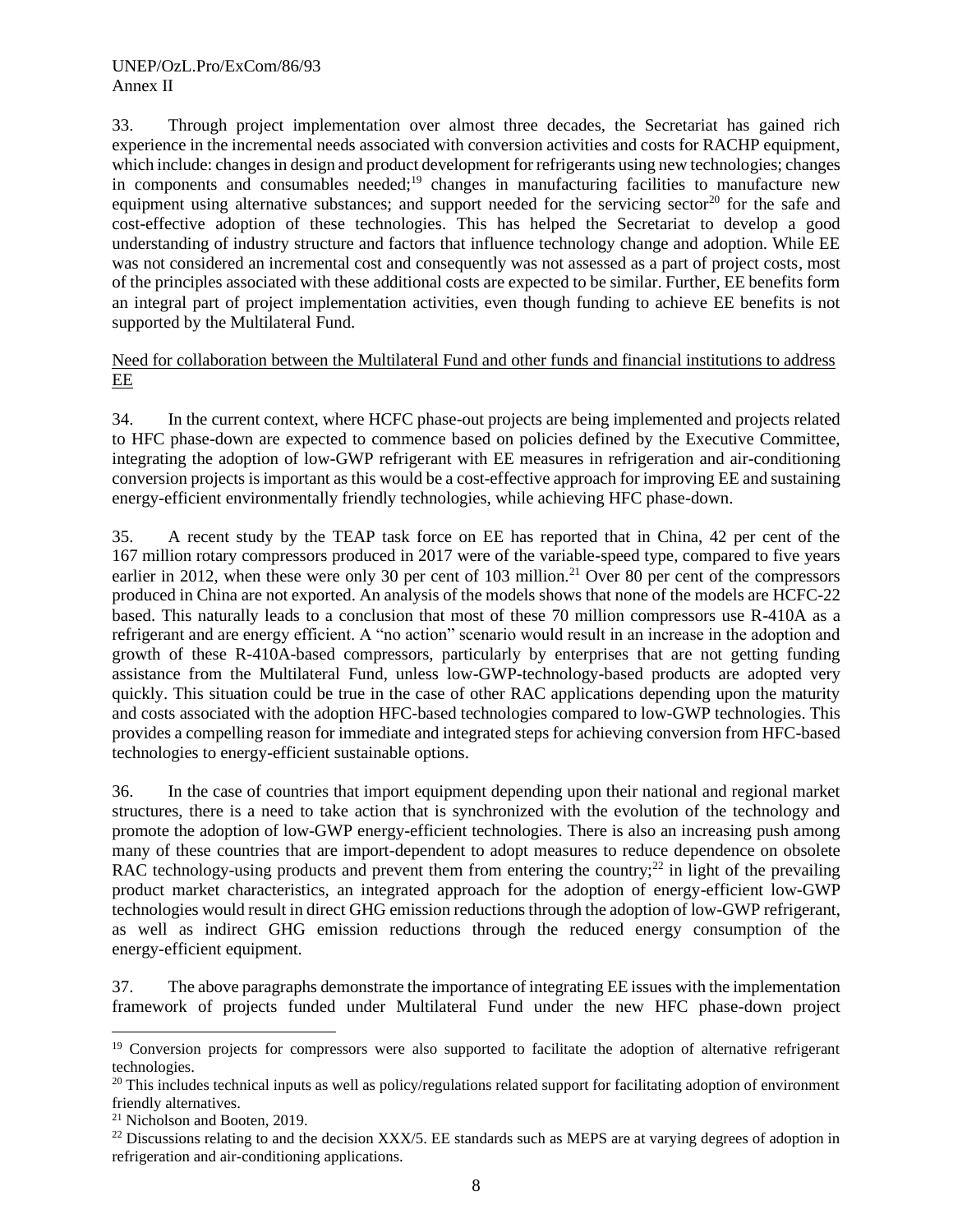33. Through project implementation over almost three decades, the Secretariat has gained rich experience in the incremental needs associated with conversion activities and costs for RACHP equipment, which include: changes in design and product development for refrigerants using new technologies; changes in components and consumables needed;[19] changes in manufacturing facilities to manufacture new equipment using alternative substances; and support needed for the servicing sector[20] for the safe and cost-effective adoption of these technologies. This has helped the Secretariat to develop a good understanding of industry structure and factors that influence technology change and adoption. While EE was not considered an incremental cost and consequently was not assessed as a part of project costs, most of the principles associated with these additional costs are expected to be similar. Further, EE benefits form an integral part of project implementation activities, even though funding to achieve EE benefits is not supported by the Multilateral Fund.

Need for collaboration between the Multilateral Fund and other funds and financial institutions to address EE

34. In the current context, where HCFC phase-out projects are being implemented and projects related to HFC phase-down are expected to commence based on policies defined by the Executive Committee, integrating the adoption of low-GWP refrigerant with EE measures in refrigeration and air-conditioning conversion projects is important as this would be a cost-effective approach for improving EE and sustaining energy-efficient environmentally friendly technologies, while achieving HFC phase-down.

35. A recent study by the TEAP task force on EE has reported that in China, 42 per cent of the 167 million rotary compressors produced in 2017 were of the variable-speed type, compared to five years earlier in 2012, when these were only 30 per cent of 103 million.[21] Over 80 per cent of the compressors produced in China are not exported. An analysis of the models shows that none of the models are HCFC-22 based. This naturally leads to a conclusion that most of these 70 million compressors use R-410A as a refrigerant and are energy efficient. A "no action" scenario would result in an increase in the adoption and growth of these R-410A-based compressors, particularly by enterprises that are not getting funding assistance from the Multilateral Fund, unless low-GWP-technology-based products are adopted very quickly. This situation could be true in the case of other RAC applications depending upon the maturity and costs associated with the adoption HFC-based technologies compared to low-GWP technologies. This provides a compelling reason for immediate and integrated steps for achieving conversion from HFC-based technologies to energy-efficient sustainable options.

36. In the case of countries that import equipment depending upon their national and regional market structures, there is a need to take action that is synchronized with the evolution of the technology and promote the adoption of low-GWP energy-efficient technologies. There is also an increasing push among many of these countries that are import-dependent to adopt measures to reduce dependence on obsolete RAC technology-using products and prevent them from entering the country;[22] in light of the prevailing product market characteristics, an integrated approach for the adoption of energy-efficient low-GWP technologies would result in direct GHG emission reductions through the adoption of low-GWP refrigerant, as well as indirect GHG emission reductions through the reduced energy consumption of the energy-efficient equipment.

37. The above paragraphs demonstrate the importance of integrating EE issues with the implementation framework of projects funded under Multilateral Fund under the new HFC phase-down project

---

[19] Conversion projects for compressors were also supported to facilitate the adoption of alternative refrigerant technologies.

[20] This includes technical inputs as well as policy/regulations related support for facilitating adoption of environment friendly alternatives.

[21] Nicholson and Booten, 2019.

[22] Discussions relating to and the decision XXX/5. EE standards such as MEPS are at varying degrees of adoption in refrigeration and air-conditioning applications.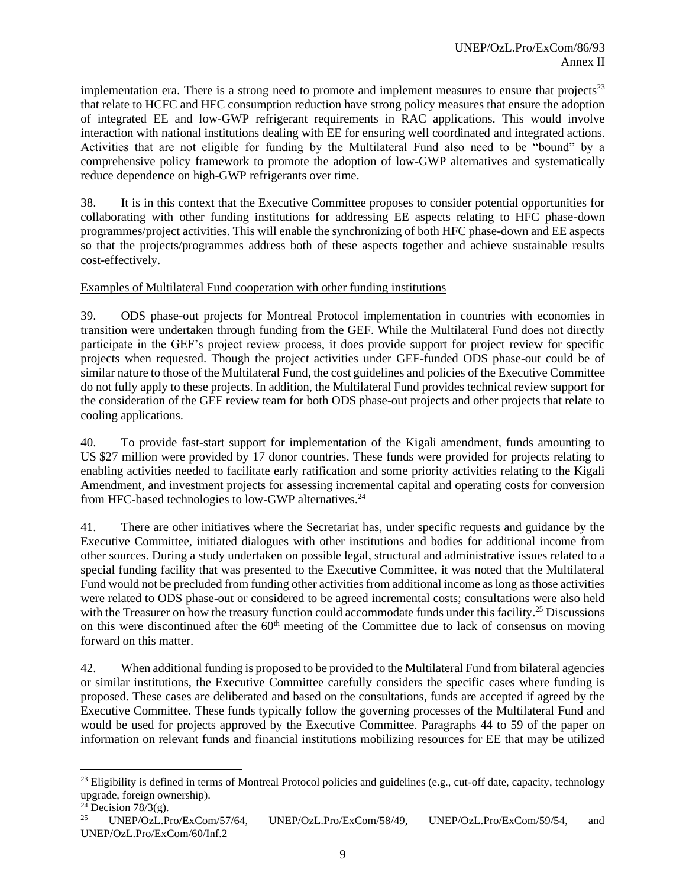implementation era. There is a strong need to promote and implement measures to ensure that projects[23] that relate to HCFC and HFC consumption reduction have strong policy measures that ensure the adoption of integrated EE and low-GWP refrigerant requirements in RAC applications. This would involve interaction with national institutions dealing with EE for ensuring well coordinated and integrated actions. Activities that are not eligible for funding by the Multilateral Fund also need to be "bound" by a comprehensive policy framework to promote the adoption of low-GWP alternatives and systematically reduce dependence on high-GWP refrigerants over time.

38. It is in this context that the Executive Committee proposes to consider potential opportunities for collaborating with other funding institutions for addressing EE aspects relating to HFC phase-down programmes/project activities. This will enable the synchronizing of both HFC phase-down and EE aspects so that the projects/programmes address both of these aspects together and achieve sustainable results cost-effectively.

<u>Examples of Multilateral Fund cooperation with other funding institutions</u>

39. ODS phase-out projects for Montreal Protocol implementation in countries with economies in transition were undertaken through funding from the GEF. While the Multilateral Fund does not directly participate in the GEF's project review process, it does provide support for project review for specific projects when requested. Though the project activities under GEF-funded ODS phase-out could be of similar nature to those of the Multilateral Fund, the cost guidelines and policies of the Executive Committee do not fully apply to these projects. In addition, the Multilateral Fund provides technical review support for the consideration of the GEF review team for both ODS phase-out projects and other projects that relate to cooling applications.

40. To provide fast-start support for implementation of the Kigali amendment, funds amounting to US $27 million were provided by 17 donor countries. These funds were provided for projects relating to enabling activities needed to facilitate early ratification and some priority activities relating to the Kigali Amendment, and investment projects for assessing incremental capital and operating costs for conversion from HFC-based technologies to low-GWP alternatives.[24]

41. There are other initiatives where the Secretariat has, under specific requests and guidance by the Executive Committee, initiated dialogues with other institutions and bodies for additional income from other sources. During a study undertaken on possible legal, structural and administrative issues related to a special funding facility that was presented to the Executive Committee, it was noted that the Multilateral Fund would not be precluded from funding other activities from additional income as long as those activities were related to ODS phase-out or considered to be agreed incremental costs; consultations were also held with the Treasurer on how the treasury function could accommodate funds under this facility.[25] Discussions on this were discontinued after the 60th meeting of the Committee due to lack of consensus on moving forward on this matter.

42. When additional funding is proposed to be provided to the Multilateral Fund from bilateral agencies or similar institutions, the Executive Committee carefully considers the specific cases where funding is proposed. These cases are deliberated and based on the consultations, funds are accepted if agreed by the Executive Committee. These funds typically follow the governing processes of the Multilateral Fund and would be used for projects approved by the Executive Committee. Paragraphs 44 to 59 of the paper on information on relevant funds and financial institutions mobilizing resources for EE that may be utilized

---

[23] Eligibility is defined in terms of Montreal Protocol policies and guidelines (e.g., cut-off date, capacity, technology upgrade, foreign ownership).

[24] Decision 78/3(g).

[25] UNEP/OzL.Pro/ExCom/57/64, UNEP/OzL.Pro/ExCom/58/49, UNEP/OzL.Pro/ExCom/59/54, and UNEP/OzL.Pro/ExCom/60/Inf.2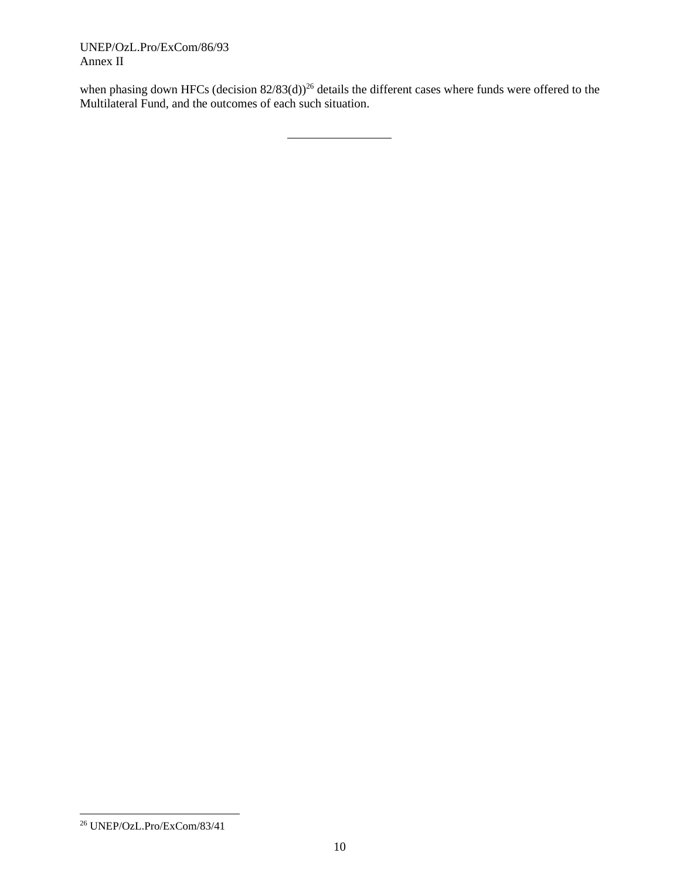when phasing down HFCs (decision 82/83(d))[26] details the different cases where funds were offered to the Multilateral Fund, and the outcomes of each such situation.

---

[26] UNEP/OzL.Pro/ExCom/83/41